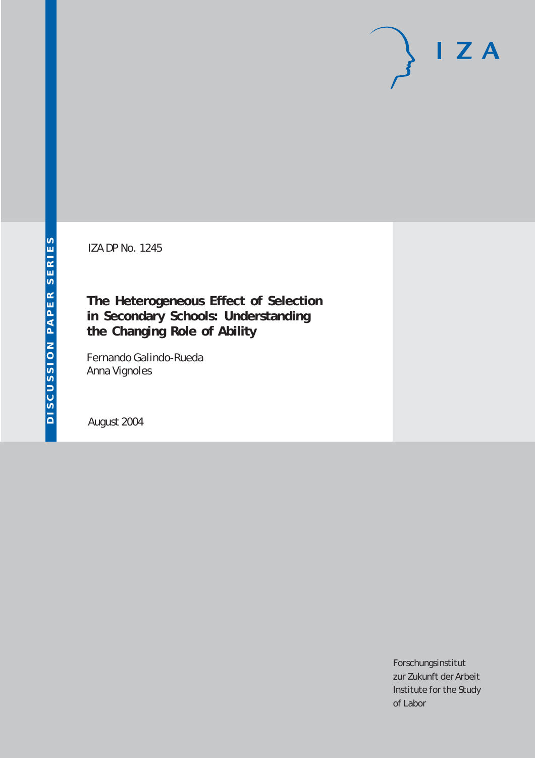DISCUSSION PAPER SERIES

IZA

IZA DP No. 1245

# The Heterogeneous Effect of Selection in Secondary Schools: Understanding the Changing Role of Ability

Fernando Galindo-Rueda
Anna Vignoles

August 2004

Forschungsinstitut
zur Zukunft der Arbeit
Institute for the Study
of Labor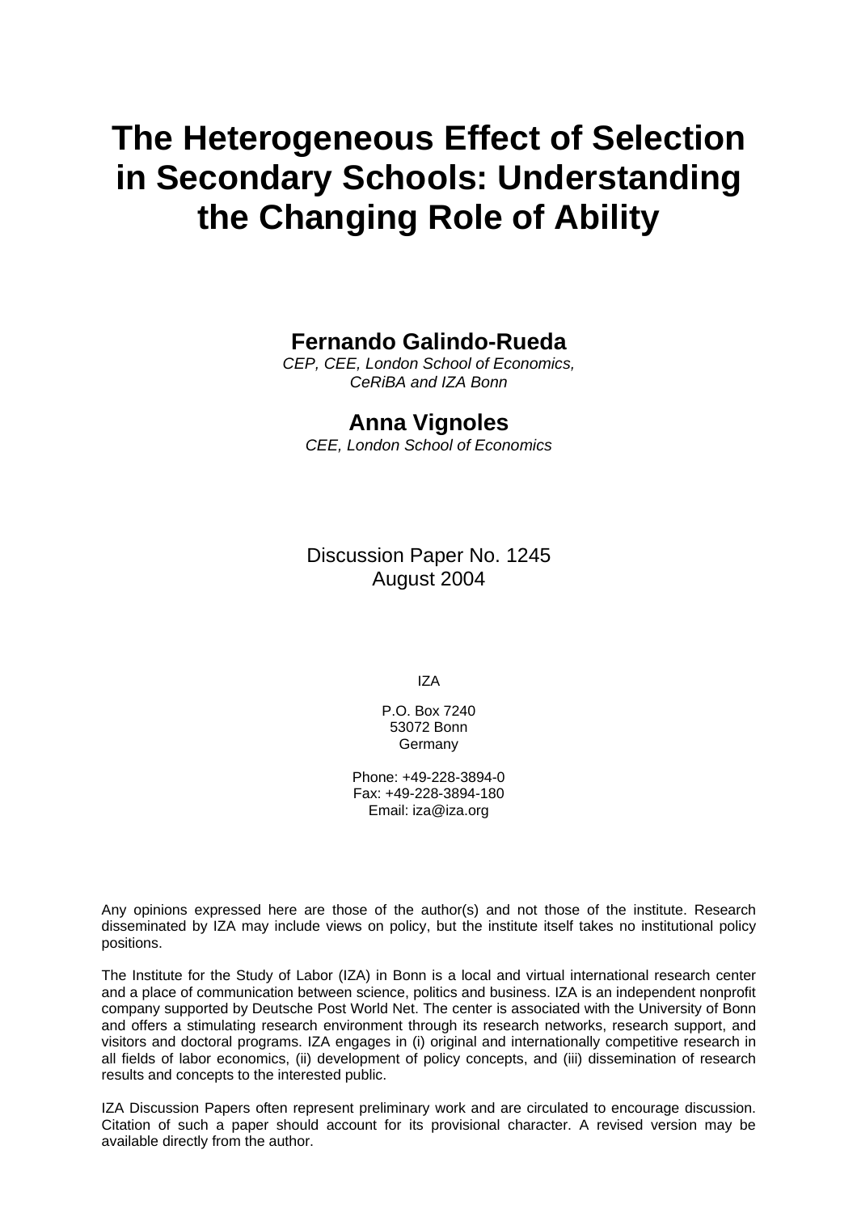# The Heterogeneous Effect of Selection in Secondary Schools: Understanding the Changing Role of Ability

**Fernando Galindo-Rueda**

*CEP, CEE, London School of Economics, CeRiBA and IZA Bonn*

**Anna Vignoles**

*CEE, London School of Economics*

Discussion Paper No. 1245
August 2004

IZA

P.O. Box 7240
53072 Bonn
Germany

Phone: +49-228-3894-0
Fax: +49-228-3894-180
Email: iza@iza.org

Any opinions expressed here are those of the author(s) and not those of the institute. Research disseminated by IZA may include views on policy, but the institute itself takes no institutional policy positions.

The Institute for the Study of Labor (IZA) in Bonn is a local and virtual international research center and a place of communication between science, politics and business. IZA is an independent nonprofit company supported by Deutsche Post World Net. The center is associated with the University of Bonn and offers a stimulating research environment through its research networks, research support, and visitors and doctoral programs. IZA engages in (i) original and internationally competitive research in all fields of labor economics, (ii) development of policy concepts, and (iii) dissemination of research results and concepts to the interested public.

IZA Discussion Papers often represent preliminary work and are circulated to encourage discussion. Citation of such a paper should account for its provisional character. A revised version may be available directly from the author.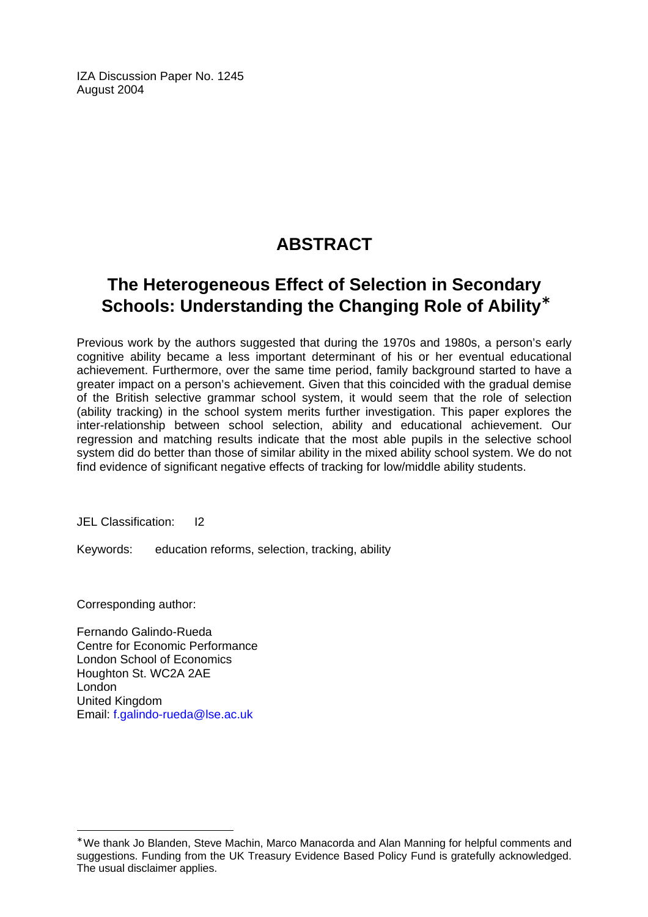IZA Discussion Paper No. 1245
August 2004

# ABSTRACT

## The Heterogeneous Effect of Selection in Secondary Schools: Understanding the Changing Role of Ability*

Previous work by the authors suggested that during the 1970s and 1980s, a person's early cognitive ability became a less important determinant of his or her eventual educational achievement. Furthermore, over the same time period, family background started to have a greater impact on a person's achievement. Given that this coincided with the gradual demise of the British selective grammar school system, it would seem that the role of selection (ability tracking) in the school system merits further investigation. This paper explores the inter-relationship between school selection, ability and educational achievement. Our regression and matching results indicate that the most able pupils in the selective school system did do better than those of similar ability in the mixed ability school system. We do not find evidence of significant negative effects of tracking for low/middle ability students.

JEL Classification: I2

Keywords: education reforms, selection, tracking, ability

Corresponding author:

Fernando Galindo-Rueda
Centre for Economic Performance
London School of Economics
Houghton St. WC2A 2AE
London
United Kingdom
Email: f.galindo-rueda@lse.ac.uk

---

*We thank Jo Blanden, Steve Machin, Marco Manacorda and Alan Manning for helpful comments and suggestions. Funding from the UK Treasury Evidence Based Policy Fund is gratefully acknowledged. The usual disclaimer applies.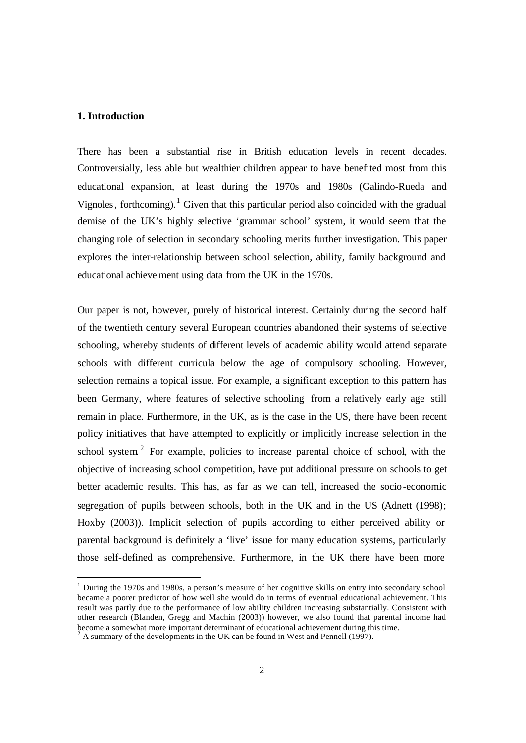## 1. Introduction

There has been a substantial rise in British education levels in recent decades. Controversially, less able but wealthier children appear to have benefited most from this educational expansion, at least during the 1970s and 1980s (Galindo-Rueda and Vignoles, forthcoming).[1] Given that this particular period also coincided with the gradual demise of the UK's highly selective 'grammar school' system, it would seem that the changing role of selection in secondary schooling merits further investigation. This paper explores the inter-relationship between school selection, ability, family background and educational achievement using data from the UK in the 1970s.

Our paper is not, however, purely of historical interest. Certainly during the second half of the twentieth century several European countries abandoned their systems of selective schooling, whereby students of different levels of academic ability would attend separate schools with different curricula below the age of compulsory schooling. However, selection remains a topical issue. For example, a significant exception to this pattern has been Germany, where features of selective schooling from a relatively early age still remain in place. Furthermore, in the UK, as is the case in the US, there have been recent policy initiatives that have attempted to explicitly or implicitly increase selection in the school system.[2] For example, policies to increase parental choice of school, with the objective of increasing school competition, have put additional pressure on schools to get better academic results. This has, as far as we can tell, increased the socio-economic segregation of pupils between schools, both in the UK and in the US (Adnett (1998); Hoxby (2003)). Implicit selection of pupils according to either perceived ability or parental background is definitely a 'live' issue for many education systems, particularly those self-defined as comprehensive. Furthermore, in the UK there have been more

---

[1] During the 1970s and 1980s, a person's measure of her cognitive skills on entry into secondary school became a poorer predictor of how well she would do in terms of eventual educational achievement. This result was partly due to the performance of low ability children increasing substantially. Consistent with other research (Blanden, Gregg and Machin (2003)) however, we also found that parental income had become a somewhat more important determinant of educational achievement during this time.

[2] A summary of the developments in the UK can be found in West and Pennell (1997).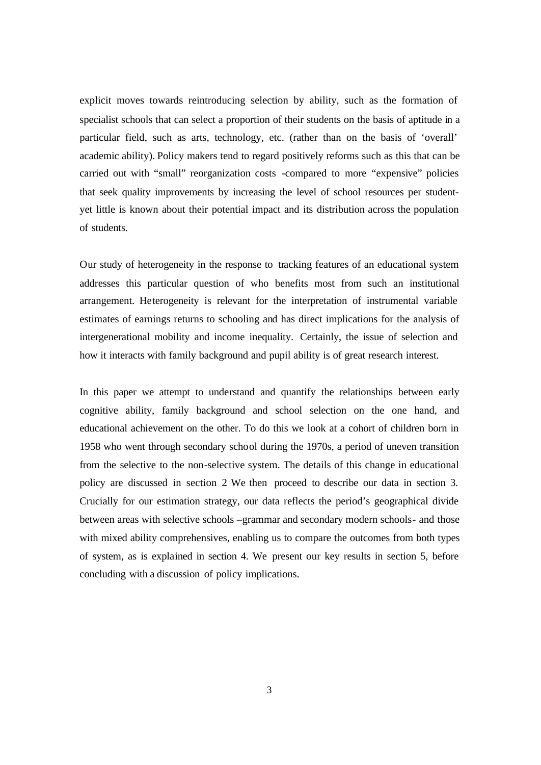explicit moves towards reintroducing selection by ability, such as the formation of specialist schools that can select a proportion of their students on the basis of aptitude in a particular field, such as arts, technology, etc. (rather than on the basis of 'overall' academic ability). Policy makers tend to regard positively reforms such as this that can be carried out with "small" reorganization costs -compared to more "expensive" policies that seek quality improvements by increasing the level of school resources per student- yet little is known about their potential impact and its distribution across the population of students.

Our study of heterogeneity in the response to tracking features of an educational system addresses this particular question of who benefits most from such an institutional arrangement. Heterogeneity is relevant for the interpretation of instrumental variable estimates of earnings returns to schooling and has direct implications for the analysis of intergenerational mobility and income inequality. Certainly, the issue of selection and how it interacts with family background and pupil ability is of great research interest.

In this paper we attempt to understand and quantify the relationships between early cognitive ability, family background and school selection on the one hand, and educational achievement on the other. To do this we look at a cohort of children born in 1958 who went through secondary school during the 1970s, a period of uneven transition from the selective to the non-selective system. The details of this change in educational policy are discussed in section 2 We then proceed to describe our data in section 3. Crucially for our estimation strategy, our data reflects the period's geographical divide between areas with selective schools –grammar and secondary modern schools- and those with mixed ability comprehensives, enabling us to compare the outcomes from both types of system, as is explained in section 4. We present our key results in section 5, before concluding with a discussion of policy implications.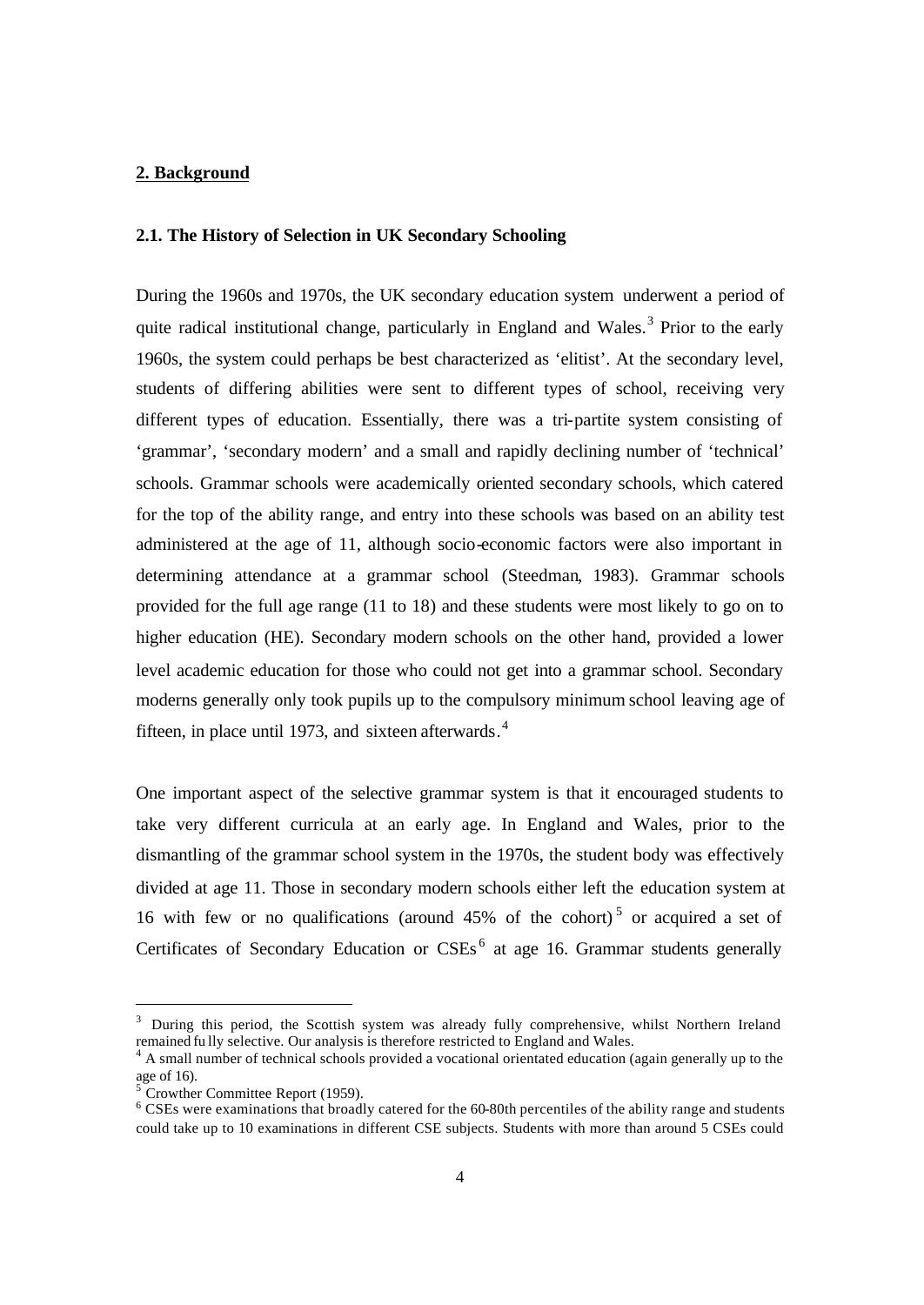## 2. Background

### 2.1. The History of Selection in UK Secondary Schooling

During the 1960s and 1970s, the UK secondary education system underwent a period of quite radical institutional change, particularly in England and Wales.[3] Prior to the early 1960s, the system could perhaps be best characterized as 'elitist'. At the secondary level, students of differing abilities were sent to different types of school, receiving very different types of education. Essentially, there was a tri-partite system consisting of 'grammar', 'secondary modern' and a small and rapidly declining number of 'technical' schools. Grammar schools were academically oriented secondary schools, which catered for the top of the ability range, and entry into these schools was based on an ability test administered at the age of 11, although socio-economic factors were also important in determining attendance at a grammar school (Steedman, 1983). Grammar schools provided for the full age range (11 to 18) and these students were most likely to go on to higher education (HE). Secondary modern schools on the other hand, provided a lower level academic education for those who could not get into a grammar school. Secondary moderns generally only took pupils up to the compulsory minimum school leaving age of fifteen, in place until 1973, and sixteen afterwards.[4]

One important aspect of the selective grammar system is that it encouraged students to take very different curricula at an early age. In England and Wales, prior to the dismantling of the grammar school system in the 1970s, the student body was effectively divided at age 11. Those in secondary modern schools either left the education system at 16 with few or no qualifications (around 45% of the cohort)[5] or acquired a set of Certificates of Secondary Education or CSEs[6] at age 16. Grammar students generally

---

[3] During this period, the Scottish system was already fully comprehensive, whilst Northern Ireland remained fully selective. Our analysis is therefore restricted to England and Wales.

[4] A small number of technical schools provided a vocational orientated education (again generally up to the age of 16).

[5] Crowther Committee Report (1959).

[6] CSEs were examinations that broadly catered for the 60-80th percentiles of the ability range and students could take up to 10 examinations in different CSE subjects. Students with more than around 5 CSEs could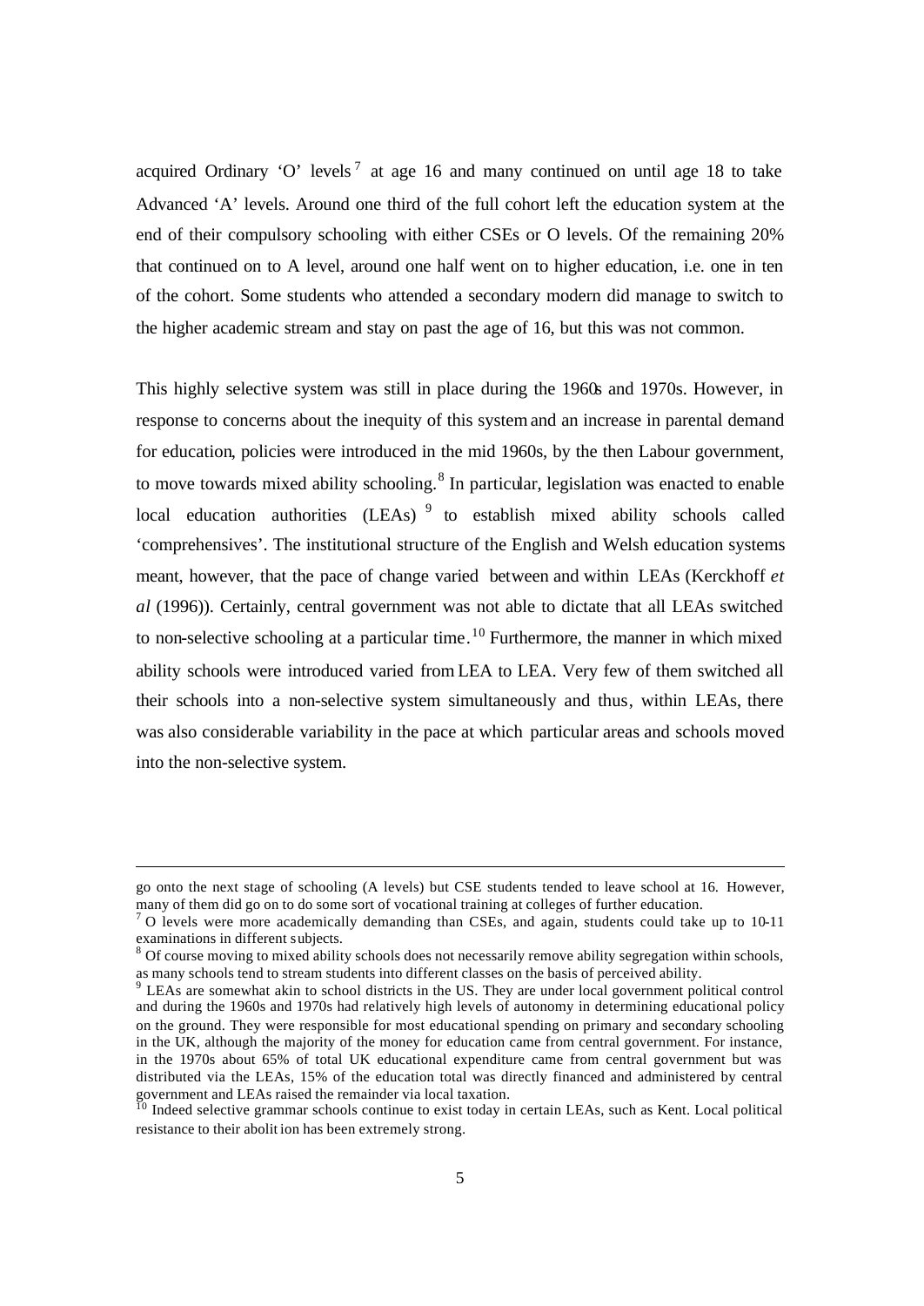acquired Ordinary 'O' levels[7] at age 16 and many continued on until age 18 to take Advanced 'A' levels. Around one third of the full cohort left the education system at the end of their compulsory schooling with either CSEs or O levels. Of the remaining 20% that continued on to A level, around one half went on to higher education, i.e. one in ten of the cohort. Some students who attended a secondary modern did manage to switch to the higher academic stream and stay on past the age of 16, but this was not common.

This highly selective system was still in place during the 1960s and 1970s. However, in response to concerns about the inequity of this system and an increase in parental demand for education, policies were introduced in the mid 1960s, by the then Labour government, to move towards mixed ability schooling.[8] In particular, legislation was enacted to enable local education authorities (LEAs)[9] to establish mixed ability schools called 'comprehensives'. The institutional structure of the English and Welsh education systems meant, however, that the pace of change varied between and within LEAs (Kerckhoff *et al* (1996)). Certainly, central government was not able to dictate that all LEAs switched to non-selective schooling at a particular time.[10] Furthermore, the manner in which mixed ability schools were introduced varied from LEA to LEA. Very few of them switched all their schools into a non-selective system simultaneously and thus, within LEAs, there was also considerable variability in the pace at which particular areas and schools moved into the non-selective system.

---

go onto the next stage of schooling (A levels) but CSE students tended to leave school at 16. However, many of them did go on to do some sort of vocational training at colleges of further education.

[7] O levels were more academically demanding than CSEs, and again, students could take up to 10-11 examinations in different subjects.

[8] Of course moving to mixed ability schools does not necessarily remove ability segregation within schools, as many schools tend to stream students into different classes on the basis of perceived ability.

[9] LEAs are somewhat akin to school districts in the US. They are under local government political control and during the 1960s and 1970s had relatively high levels of autonomy in determining educational policy on the ground. They were responsible for most educational spending on primary and secondary schooling in the UK, although the majority of the money for education came from central government. For instance, in the 1970s about 65% of total UK educational expenditure came from central government but was distributed via the LEAs, 15% of the education total was directly financed and administered by central government and LEAs raised the remainder via local taxation.

[10] Indeed selective grammar schools continue to exist today in certain LEAs, such as Kent. Local political resistance to their abolition has been extremely strong.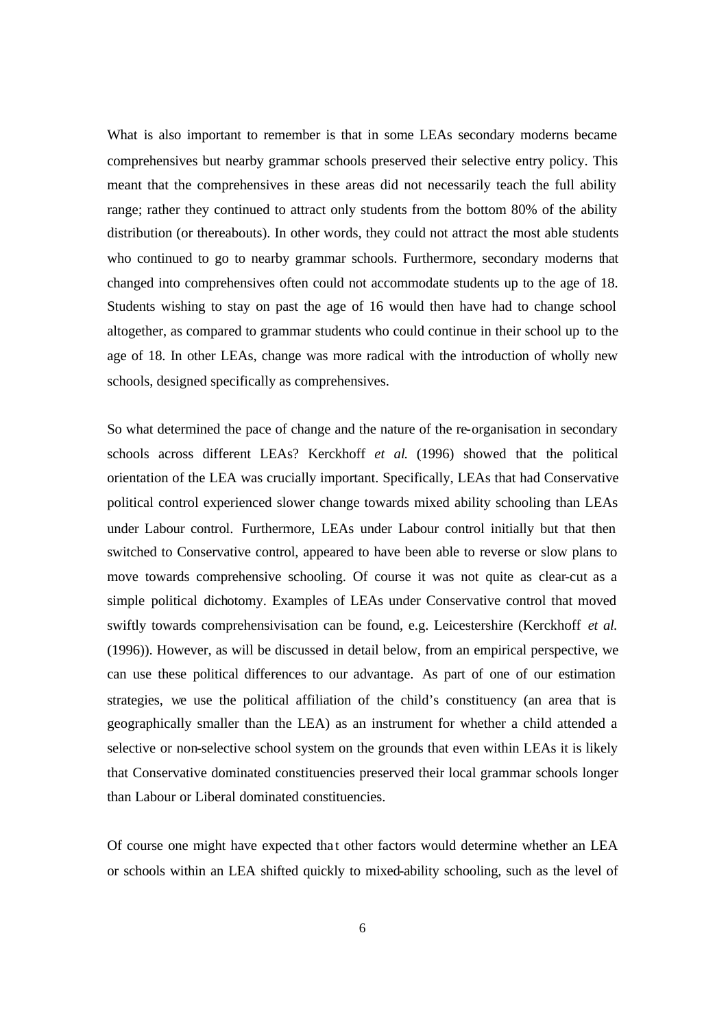What is also important to remember is that in some LEAs secondary moderns became comprehensives but nearby grammar schools preserved their selective entry policy. This meant that the comprehensives in these areas did not necessarily teach the full ability range; rather they continued to attract only students from the bottom 80% of the ability distribution (or thereabouts). In other words, they could not attract the most able students who continued to go to nearby grammar schools. Furthermore, secondary moderns that changed into comprehensives often could not accommodate students up to the age of 18. Students wishing to stay on past the age of 16 would then have had to change school altogether, as compared to grammar students who could continue in their school up to the age of 18. In other LEAs, change was more radical with the introduction of wholly new schools, designed specifically as comprehensives.

So what determined the pace of change and the nature of the re-organisation in secondary schools across different LEAs? Kerckhoff *et al.* (1996) showed that the political orientation of the LEA was crucially important. Specifically, LEAs that had Conservative political control experienced slower change towards mixed ability schooling than LEAs under Labour control. Furthermore, LEAs under Labour control initially but that then switched to Conservative control, appeared to have been able to reverse or slow plans to move towards comprehensive schooling. Of course it was not quite as clear-cut as a simple political dichotomy. Examples of LEAs under Conservative control that moved swiftly towards comprehensivisation can be found, e.g. Leicestershire (Kerckhoff *et al.* (1996)). However, as will be discussed in detail below, from an empirical perspective, we can use these political differences to our advantage. As part of one of our estimation strategies, we use the political affiliation of the child's constituency (an area that is geographically smaller than the LEA) as an instrument for whether a child attended a selective or non-selective school system on the grounds that even within LEAs it is likely that Conservative dominated constituencies preserved their local grammar schools longer than Labour or Liberal dominated constituencies.

Of course one might have expected that other factors would determine whether an LEA or schools within an LEA shifted quickly to mixed-ability schooling, such as the level of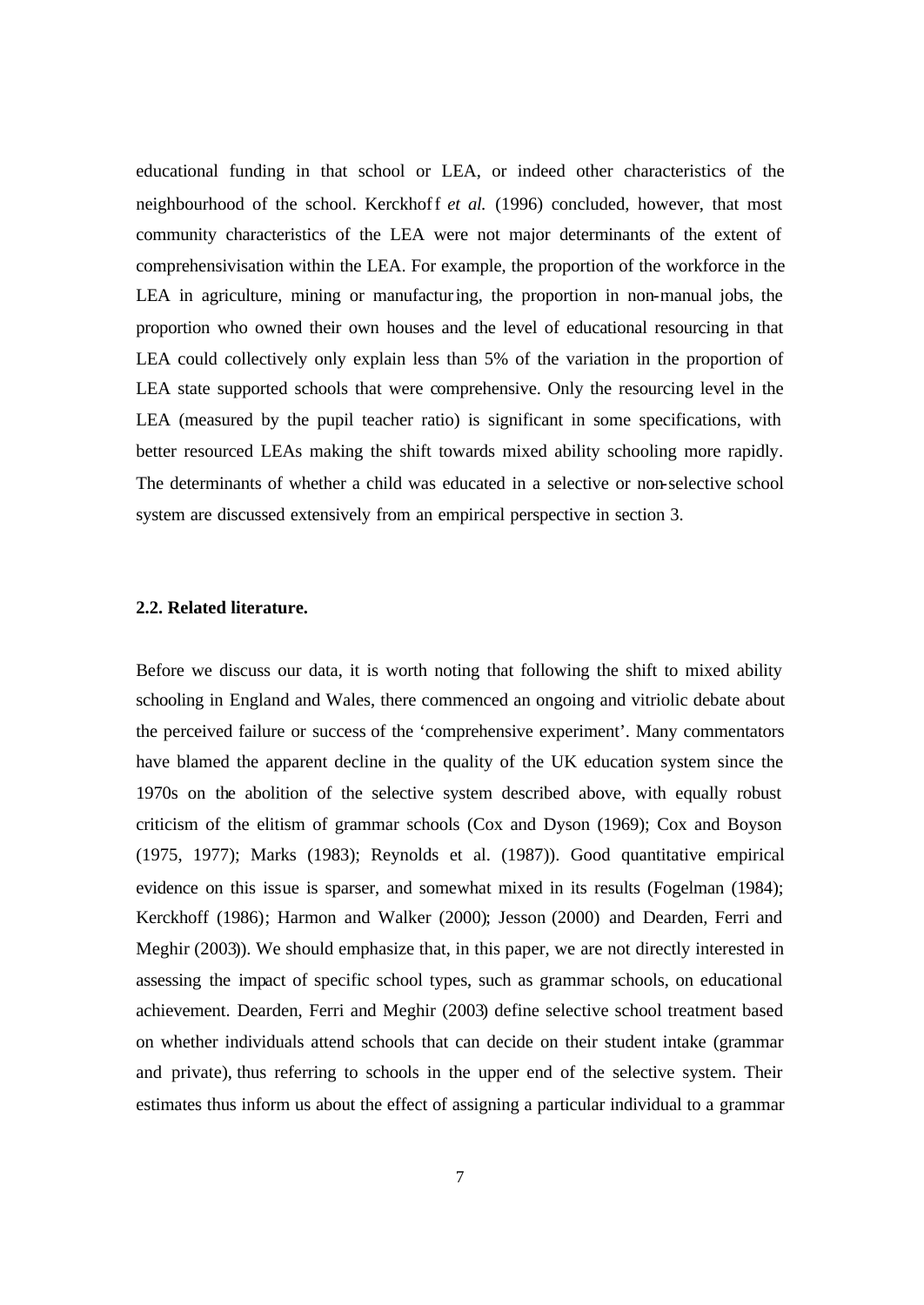educational funding in that school or LEA, or indeed other characteristics of the neighbourhood of the school. Kerckhoff *et al.* (1996) concluded, however, that most community characteristics of the LEA were not major determinants of the extent of comprehensivisation within the LEA. For example, the proportion of the workforce in the LEA in agriculture, mining or manufacturing, the proportion in non-manual jobs, the proportion who owned their own houses and the level of educational resourcing in that LEA could collectively only explain less than 5% of the variation in the proportion of LEA state supported schools that were comprehensive. Only the resourcing level in the LEA (measured by the pupil teacher ratio) is significant in some specifications, with better resourced LEAs making the shift towards mixed ability schooling more rapidly. The determinants of whether a child was educated in a selective or non-selective school system are discussed extensively from an empirical perspective in section 3.

### 2.2. Related literature.

Before we discuss our data, it is worth noting that following the shift to mixed ability schooling in England and Wales, there commenced an ongoing and vitriolic debate about the perceived failure or success of the 'comprehensive experiment'. Many commentators have blamed the apparent decline in the quality of the UK education system since the 1970s on the abolition of the selective system described above, with equally robust criticism of the elitism of grammar schools (Cox and Dyson (1969); Cox and Boyson (1975, 1977); Marks (1983); Reynolds et al. (1987)). Good quantitative empirical evidence on this issue is sparser, and somewhat mixed in its results (Fogelman (1984); Kerckhoff (1986); Harmon and Walker (2000); Jesson (2000) and Dearden, Ferri and Meghir (2003)). We should emphasize that, in this paper, we are not directly interested in assessing the impact of specific school types, such as grammar schools, on educational achievement. Dearden, Ferri and Meghir (2003) define selective school treatment based on whether individuals attend schools that can decide on their student intake (grammar and private), thus referring to schools in the upper end of the selective system. Their estimates thus inform us about the effect of assigning a particular individual to a grammar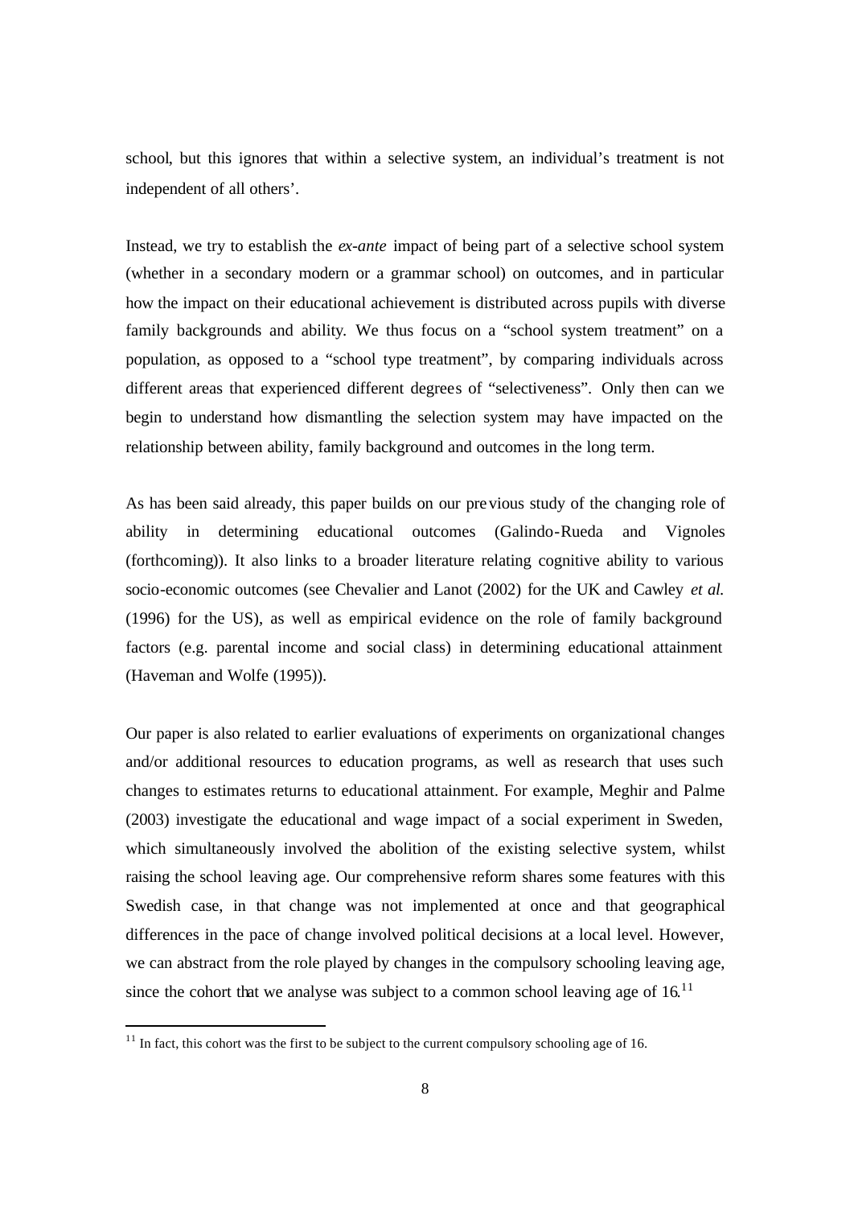school, but this ignores that within a selective system, an individual's treatment is not independent of all others'.

Instead, we try to establish the *ex-ante* impact of being part of a selective school system (whether in a secondary modern or a grammar school) on outcomes, and in particular how the impact on their educational achievement is distributed across pupils with diverse family backgrounds and ability. We thus focus on a "school system treatment" on a population, as opposed to a "school type treatment", by comparing individuals across different areas that experienced different degrees of "selectiveness". Only then can we begin to understand how dismantling the selection system may have impacted on the relationship between ability, family background and outcomes in the long term.

As has been said already, this paper builds on our previous study of the changing role of ability in determining educational outcomes (Galindo-Rueda and Vignoles (forthcoming)). It also links to a broader literature relating cognitive ability to various socio-economic outcomes (see Chevalier and Lanot (2002) for the UK and Cawley *et al.* (1996) for the US), as well as empirical evidence on the role of family background factors (e.g. parental income and social class) in determining educational attainment (Haveman and Wolfe (1995)).

Our paper is also related to earlier evaluations of experiments on organizational changes and/or additional resources to education programs, as well as research that uses such changes to estimates returns to educational attainment. For example, Meghir and Palme (2003) investigate the educational and wage impact of a social experiment in Sweden, which simultaneously involved the abolition of the existing selective system, whilst raising the school leaving age. Our comprehensive reform shares some features with this Swedish case, in that change was not implemented at once and that geographical differences in the pace of change involved political decisions at a local level. However, we can abstract from the role played by changes in the compulsory schooling leaving age, since the cohort that we analyse was subject to a common school leaving age of 16.[11]

[11] In fact, this cohort was the first to be subject to the current compulsory schooling age of 16.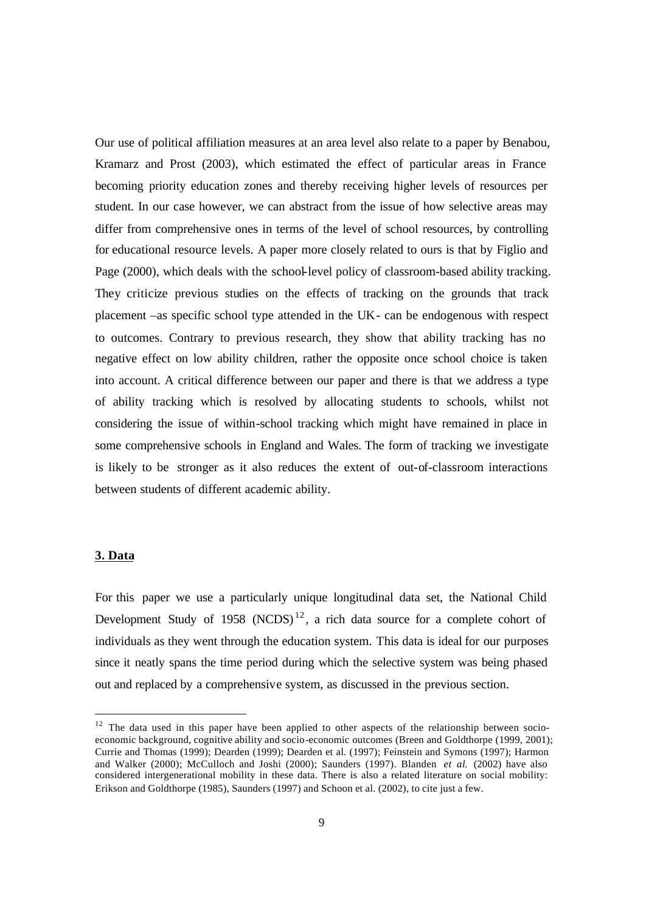Our use of political affiliation measures at an area level also relate to a paper by Benabou, Kramarz and Prost (2003), which estimated the effect of particular areas in France becoming priority education zones and thereby receiving higher levels of resources per student. In our case however, we can abstract from the issue of how selective areas may differ from comprehensive ones in terms of the level of school resources, by controlling for educational resource levels. A paper more closely related to ours is that by Figlio and Page (2000), which deals with the school-level policy of classroom-based ability tracking. They criticize previous studies on the effects of tracking on the grounds that track placement –as specific school type attended in the UK- can be endogenous with respect to outcomes. Contrary to previous research, they show that ability tracking has no negative effect on low ability children, rather the opposite once school choice is taken into account. A critical difference between our paper and there is that we address a type of ability tracking which is resolved by allocating students to schools, whilst not considering the issue of within-school tracking which might have remained in place in some comprehensive schools in England and Wales. The form of tracking we investigate is likely to be stronger as it also reduces the extent of out-of-classroom interactions between students of different academic ability.

## 3. Data

For this paper we use a particularly unique longitudinal data set, the National Child Development Study of 1958 (NCDS)[12], a rich data source for a complete cohort of individuals as they went through the education system. This data is ideal for our purposes since it neatly spans the time period during which the selective system was being phased out and replaced by a comprehensive system, as discussed in the previous section.

[12] The data used in this paper have been applied to other aspects of the relationship between socio-economic background, cognitive ability and socio-economic outcomes (Breen and Goldthorpe (1999, 2001); Currie and Thomas (1999); Dearden (1999); Dearden et al. (1997); Feinstein and Symons (1997); Harmon and Walker (2000); McCulloch and Joshi (2000); Saunders (1997). Blanden *et al.* (2002) have also considered intergenerational mobility in these data. There is also a related literature on social mobility: Erikson and Goldthorpe (1985), Saunders (1997) and Schoon et al. (2002), to cite just a few.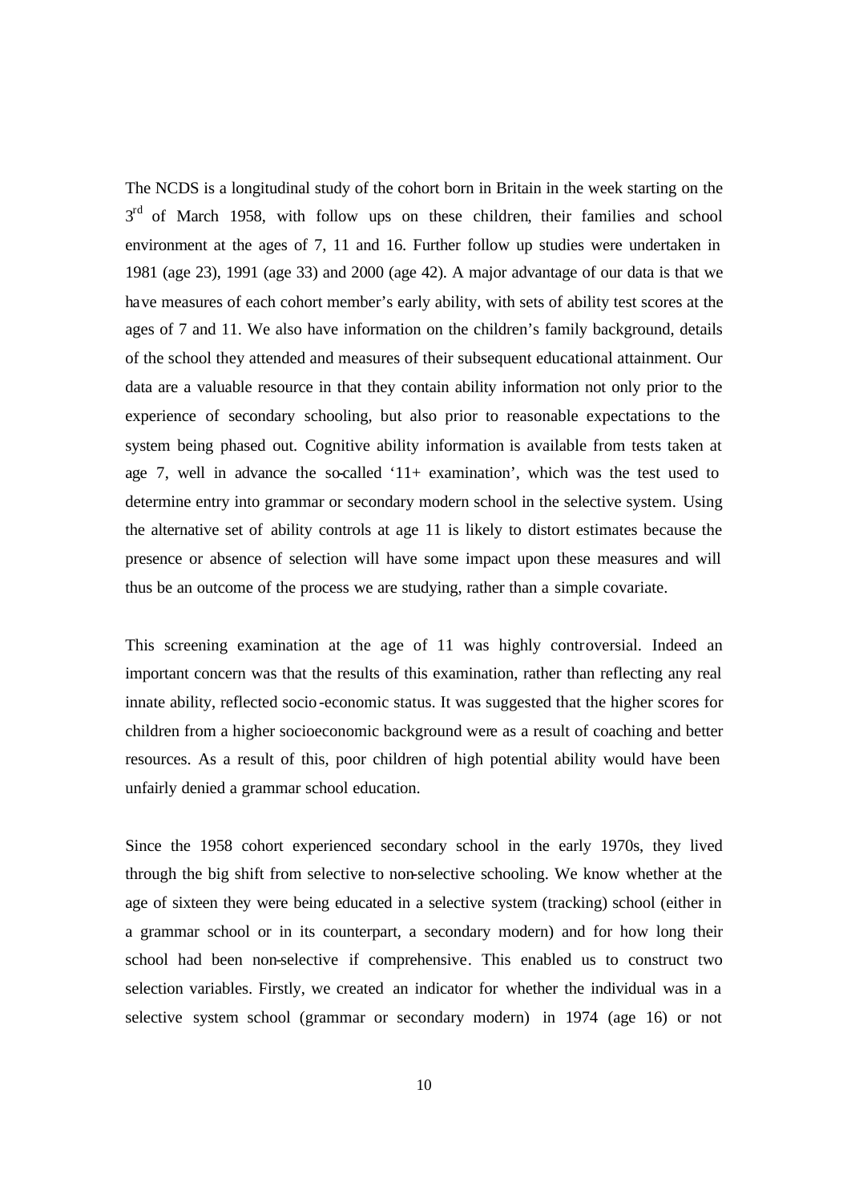The NCDS is a longitudinal study of the cohort born in Britain in the week starting on the 3rd of March 1958, with follow ups on these children, their families and school environment at the ages of 7, 11 and 16. Further follow up studies were undertaken in 1981 (age 23), 1991 (age 33) and 2000 (age 42). A major advantage of our data is that we have measures of each cohort member's early ability, with sets of ability test scores at the ages of 7 and 11. We also have information on the children's family background, details of the school they attended and measures of their subsequent educational attainment. Our data are a valuable resource in that they contain ability information not only prior to the experience of secondary schooling, but also prior to reasonable expectations to the system being phased out. Cognitive ability information is available from tests taken at age 7, well in advance the so-called '11+ examination', which was the test used to determine entry into grammar or secondary modern school in the selective system. Using the alternative set of ability controls at age 11 is likely to distort estimates because the presence or absence of selection will have some impact upon these measures and will thus be an outcome of the process we are studying, rather than a simple covariate.

This screening examination at the age of 11 was highly controversial. Indeed an important concern was that the results of this examination, rather than reflecting any real innate ability, reflected socio-economic status. It was suggested that the higher scores for children from a higher socioeconomic background were as a result of coaching and better resources. As a result of this, poor children of high potential ability would have been unfairly denied a grammar school education.

Since the 1958 cohort experienced secondary school in the early 1970s, they lived through the big shift from selective to non-selective schooling. We know whether at the age of sixteen they were being educated in a selective system (tracking) school (either in a grammar school or in its counterpart, a secondary modern) and for how long their school had been non-selective if comprehensive. This enabled us to construct two selection variables. Firstly, we created an indicator for whether the individual was in a selective system school (grammar or secondary modern) in 1974 (age 16) or not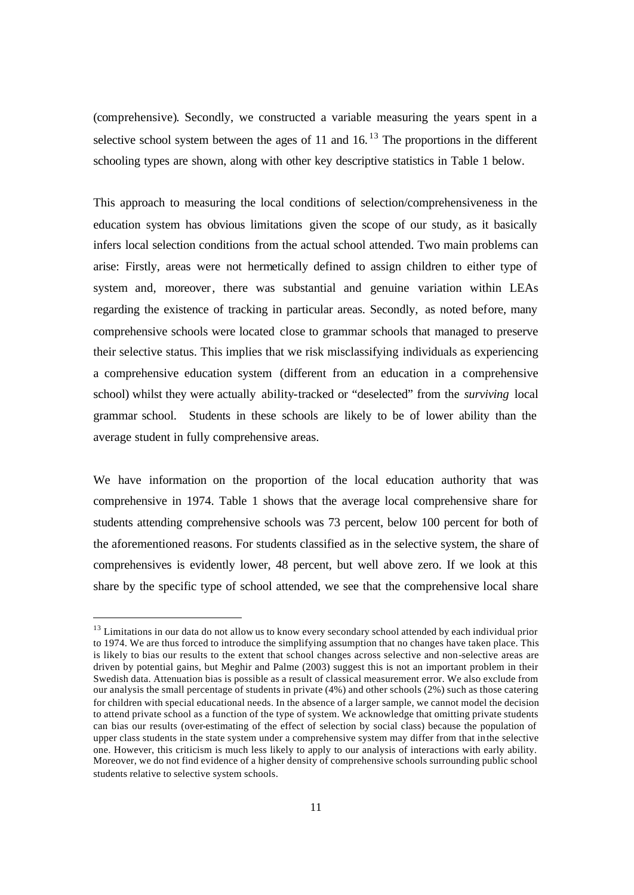(comprehensive). Secondly, we constructed a variable measuring the years spent in a selective school system between the ages of 11 and 16.[13] The proportions in the different schooling types are shown, along with other key descriptive statistics in Table 1 below.

This approach to measuring the local conditions of selection/comprehensiveness in the education system has obvious limitations given the scope of our study, as it basically infers local selection conditions from the actual school attended. Two main problems can arise: Firstly, areas were not hermetically defined to assign children to either type of system and, moreover, there was substantial and genuine variation within LEAs regarding the existence of tracking in particular areas. Secondly, as noted before, many comprehensive schools were located close to grammar schools that managed to preserve their selective status. This implies that we risk misclassifying individuals as experiencing a comprehensive education system (different from an education in a comprehensive school) whilst they were actually ability-tracked or "deselected" from the *surviving* local grammar school. Students in these schools are likely to be of lower ability than the average student in fully comprehensive areas.

We have information on the proportion of the local education authority that was comprehensive in 1974. Table 1 shows that the average local comprehensive share for students attending comprehensive schools was 73 percent, below 100 percent for both of the aforementioned reasons. For students classified as in the selective system, the share of comprehensives is evidently lower, 48 percent, but well above zero. If we look at this share by the specific type of school attended, we see that the comprehensive local share

---

[13] Limitations in our data do not allow us to know every secondary school attended by each individual prior to 1974. We are thus forced to introduce the simplifying assumption that no changes have taken place. This is likely to bias our results to the extent that school changes across selective and non-selective areas are driven by potential gains, but Meghir and Palme (2003) suggest this is not an important problem in their Swedish data. Attenuation bias is possible as a result of classical measurement error. We also exclude from our analysis the small percentage of students in private (4%) and other schools (2%) such as those catering for children with special educational needs. In the absence of a larger sample, we cannot model the decision to attend private school as a function of the type of system. We acknowledge that omitting private students can bias our results (over-estimating of the effect of selection by social class) because the population of upper class students in the state system under a comprehensive system may differ from that in the selective one. However, this criticism is much less likely to apply to our analysis of interactions with early ability. Moreover, we do not find evidence of a higher density of comprehensive schools surrounding public school students relative to selective system schools.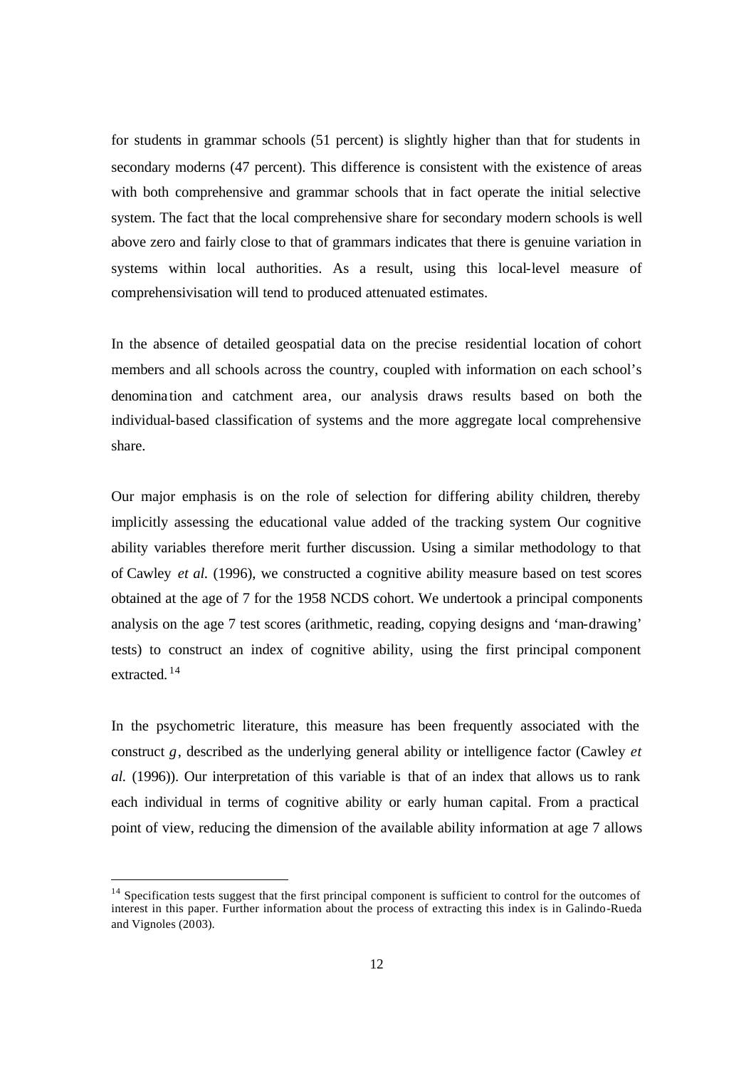for students in grammar schools (51 percent) is slightly higher than that for students in secondary moderns (47 percent). This difference is consistent with the existence of areas with both comprehensive and grammar schools that in fact operate the initial selective system. The fact that the local comprehensive share for secondary modern schools is well above zero and fairly close to that of grammars indicates that there is genuine variation in systems within local authorities. As a result, using this local-level measure of comprehensivisation will tend to produced attenuated estimates.

In the absence of detailed geospatial data on the precise residential location of cohort members and all schools across the country, coupled with information on each school's denomination and catchment area, our analysis draws results based on both the individual-based classification of systems and the more aggregate local comprehensive share.

Our major emphasis is on the role of selection for differing ability children, thereby implicitly assessing the educational value added of the tracking system. Our cognitive ability variables therefore merit further discussion. Using a similar methodology to that of Cawley *et al.* (1996), we constructed a cognitive ability measure based on test scores obtained at the age of 7 for the 1958 NCDS cohort. We undertook a principal components analysis on the age 7 test scores (arithmetic, reading, copying designs and 'man-drawing' tests) to construct an index of cognitive ability, using the first principal component extracted.[14]

In the psychometric literature, this measure has been frequently associated with the construct *g*, described as the underlying general ability or intelligence factor (Cawley *et al.* (1996)). Our interpretation of this variable is that of an index that allows us to rank each individual in terms of cognitive ability or early human capital. From a practical point of view, reducing the dimension of the available ability information at age 7 allows

---

[14] Specification tests suggest that the first principal component is sufficient to control for the outcomes of interest in this paper. Further information about the process of extracting this index is in Galindo-Rueda and Vignoles (2003).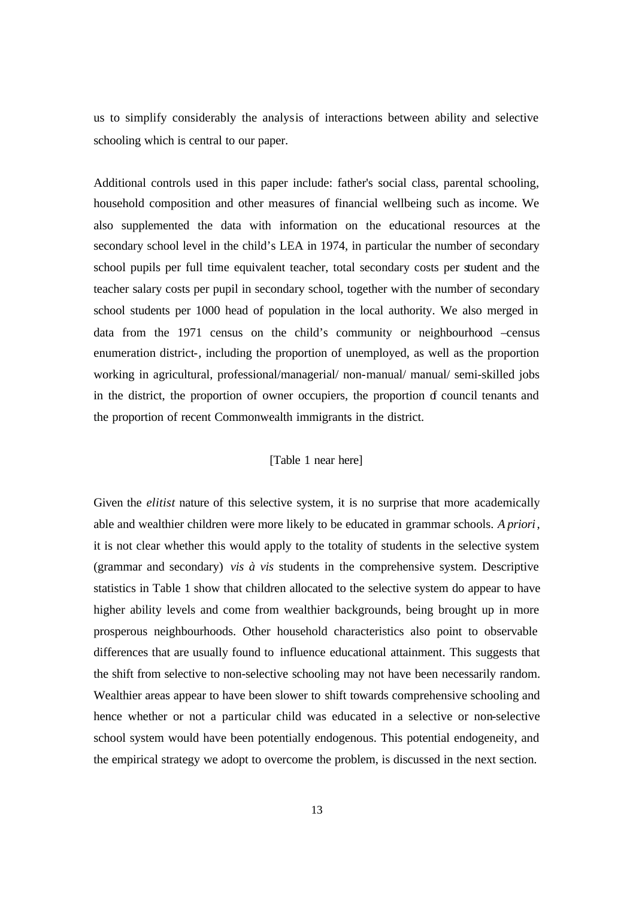us to simplify considerably the analysis of interactions between ability and selective schooling which is central to our paper.

Additional controls used in this paper include: father's social class, parental schooling, household composition and other measures of financial wellbeing such as income. We also supplemented the data with information on the educational resources at the secondary school level in the child's LEA in 1974, in particular the number of secondary school pupils per full time equivalent teacher, total secondary costs per student and the teacher salary costs per pupil in secondary school, together with the number of secondary school students per 1000 head of population in the local authority. We also merged in data from the 1971 census on the child's community or neighbourhood –census enumeration district-, including the proportion of unemployed, as well as the proportion working in agricultural, professional/managerial/ non-manual/ manual/ semi-skilled jobs in the district, the proportion of owner occupiers, the proportion of council tenants and the proportion of recent Commonwealth immigrants in the district.

[Table 1 near here]

Given the *elitist* nature of this selective system, it is no surprise that more academically able and wealthier children were more likely to be educated in grammar schools. *A priori*, it is not clear whether this would apply to the totality of students in the selective system (grammar and secondary) *vis à vis* students in the comprehensive system. Descriptive statistics in Table 1 show that children allocated to the selective system do appear to have higher ability levels and come from wealthier backgrounds, being brought up in more prosperous neighbourhoods. Other household characteristics also point to observable differences that are usually found to influence educational attainment. This suggests that the shift from selective to non-selective schooling may not have been necessarily random. Wealthier areas appear to have been slower to shift towards comprehensive schooling and hence whether or not a particular child was educated in a selective or non-selective school system would have been potentially endogenous. This potential endogeneity, and the empirical strategy we adopt to overcome the problem, is discussed in the next section.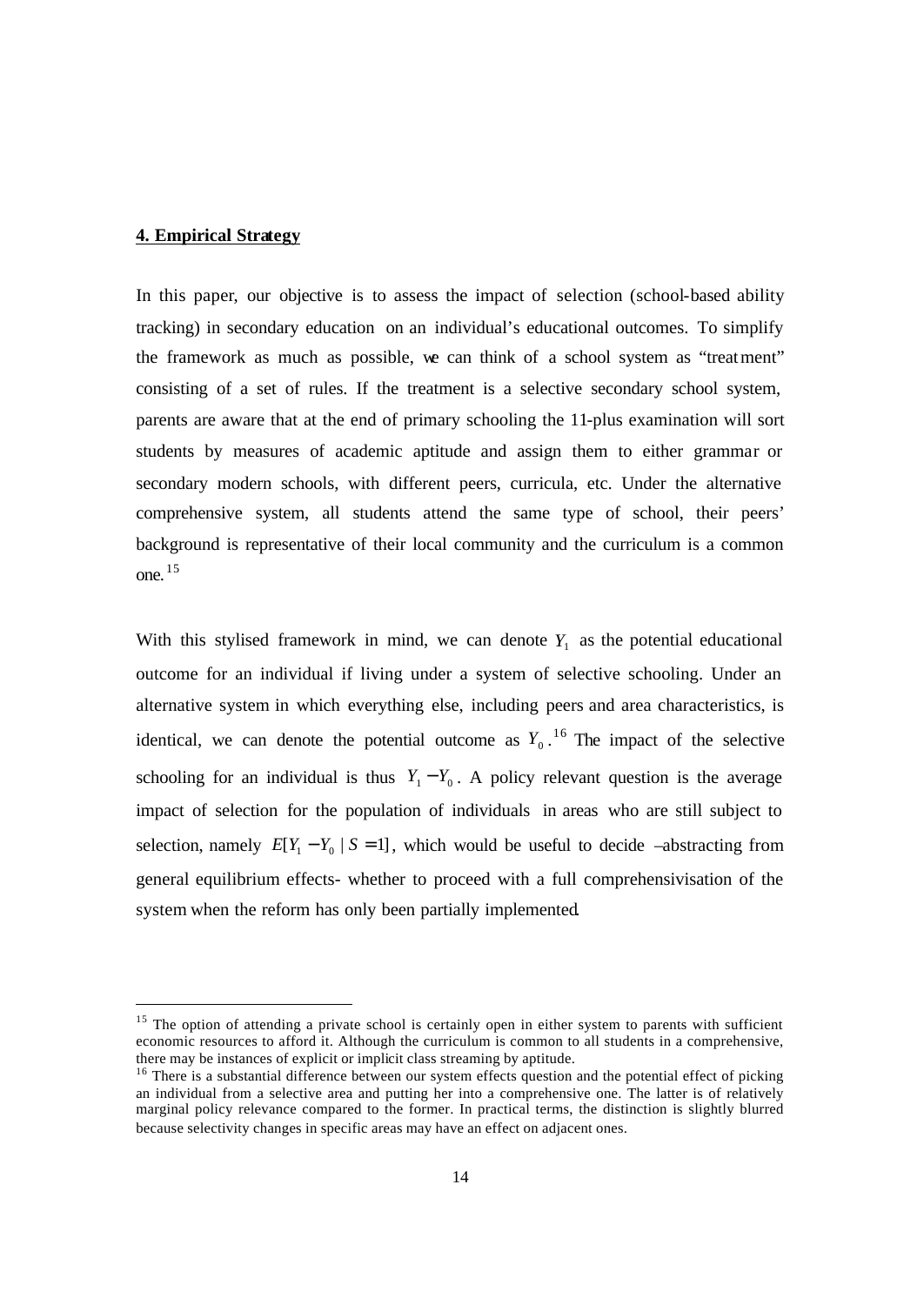## 4. Empirical Strategy

In this paper, our objective is to assess the impact of selection (school-based ability tracking) in secondary education on an individual's educational outcomes. To simplify the framework as much as possible, we can think of a school system as "treatment" consisting of a set of rules. If the treatment is a selective secondary school system, parents are aware that at the end of primary schooling the 11-plus examination will sort students by measures of academic aptitude and assign them to either grammar or secondary modern schools, with different peers, curricula, etc. Under the alternative comprehensive system, all students attend the same type of school, their peers' background is representative of their local community and the curriculum is a common one.[15]

With this stylised framework in mind, we can denote $Y_1$ as the potential educational outcome for an individual if living under a system of selective schooling. Under an alternative system in which everything else, including peers and area characteristics, is identical, we can denote the potential outcome as $Y_0$.[16] The impact of the selective schooling for an individual is thus $Y_1 - Y_0$. A policy relevant question is the average impact of selection for the population of individuals in areas who are still subject to selection, namely $E[Y_1 - Y_0 \mid S = 1]$, which would be useful to decide –abstracting from general equilibrium effects- whether to proceed with a full comprehensivisation of the system when the reform has only been partially implemented.

---

[15] The option of attending a private school is certainly open in either system to parents with sufficient economic resources to afford it. Although the curriculum is common to all students in a comprehensive, there may be instances of explicit or implicit class streaming by aptitude.

[16] There is a substantial difference between our system effects question and the potential effect of picking an individual from a selective area and putting her into a comprehensive one. The latter is of relatively marginal policy relevance compared to the former. In practical terms, the distinction is slightly blurred because selectivity changes in specific areas may have an effect on adjacent ones.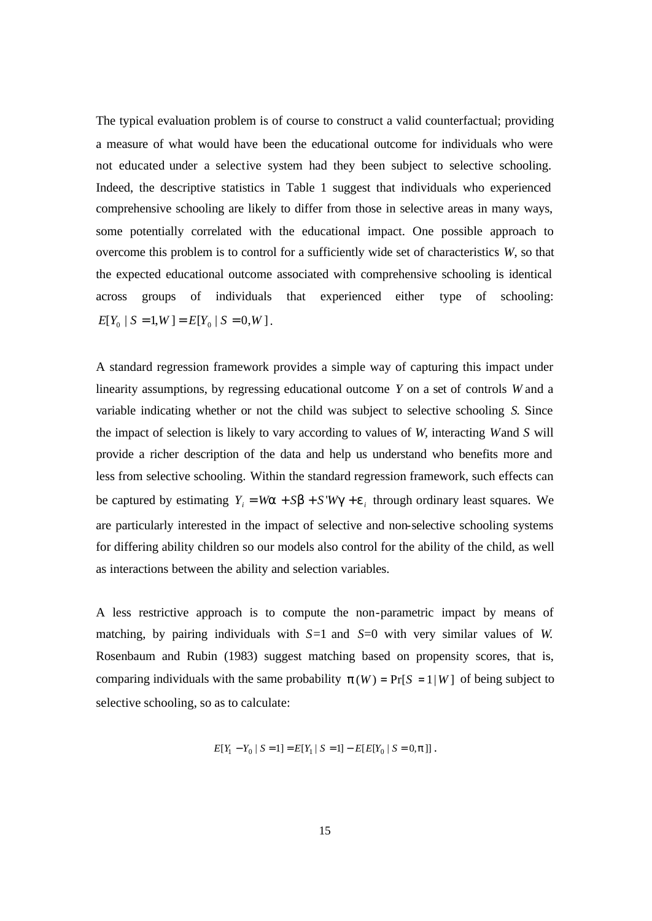The typical evaluation problem is of course to construct a valid counterfactual; providing a measure of what would have been the educational outcome for individuals who were not educated under a selective system had they been subject to selective schooling. Indeed, the descriptive statistics in Table 1 suggest that individuals who experienced comprehensive schooling are likely to differ from those in selective areas in many ways, some potentially correlated with the educational impact. One possible approach to overcome this problem is to control for a sufficiently wide set of characteristics *W*, so that the expected educational outcome associated with comprehensive schooling is identical across groups of individuals that experienced either type of schooling: $E[Y_0 \mid S = 1, W] = E[Y_0 \mid S = 0, W]$.

A standard regression framework provides a simple way of capturing this impact under linearity assumptions, by regressing educational outcome *Y* on a set of controls *W* and a variable indicating whether or not the child was subject to selective schooling *S*. Since the impact of selection is likely to vary according to values of *W*, interacting *W* and *S* will provide a richer description of the data and help us understand who benefits more and less from selective schooling. Within the standard regression framework, such effects can be captured by estimating $Y_i = W\alpha + S\beta + S'W\gamma + \varepsilon_i$ through ordinary least squares. We are particularly interested in the impact of selective and non-selective schooling systems for differing ability children so our models also control for the ability of the child, as well as interactions between the ability and selection variables.

A less restrictive approach is to compute the non-parametric impact by means of matching, by pairing individuals with *S*=1 and *S*=0 with very similar values of *W*. Rosenbaum and Rubin (1983) suggest matching based on propensity scores, that is, comparing individuals with the same probability $\pi(W) = \Pr[S = 1 \mid W]$ of being subject to selective schooling, so as to calculate:

$$E[Y_1 - Y_0 \mid S = 1] = E[Y_1 \mid S = 1] - E[E[Y_0 \mid S = 0, \pi]] .$$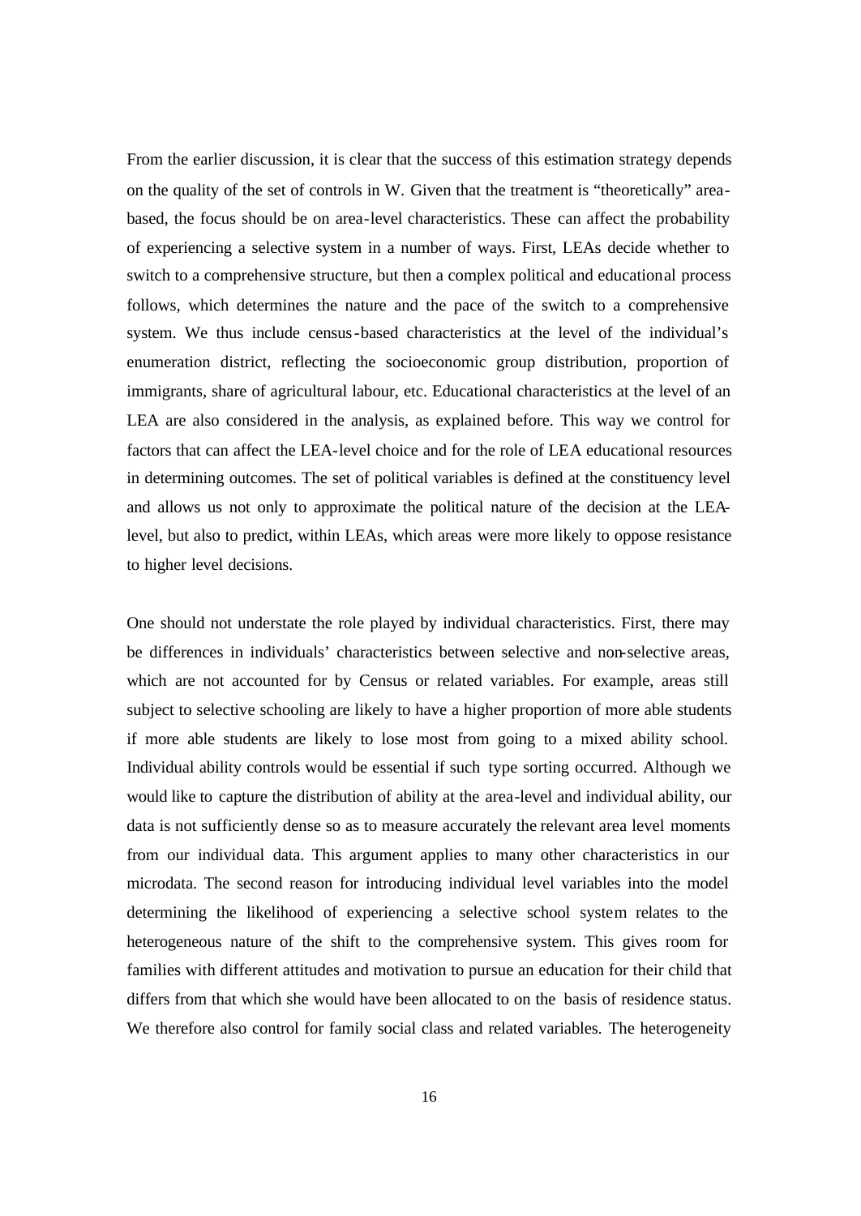From the earlier discussion, it is clear that the success of this estimation strategy depends on the quality of the set of controls in W. Given that the treatment is "theoretically" area-based, the focus should be on area-level characteristics. These can affect the probability of experiencing a selective system in a number of ways. First, LEAs decide whether to switch to a comprehensive structure, but then a complex political and educational process follows, which determines the nature and the pace of the switch to a comprehensive system. We thus include census-based characteristics at the level of the individual's enumeration district, reflecting the socioeconomic group distribution, proportion of immigrants, share of agricultural labour, etc. Educational characteristics at the level of an LEA are also considered in the analysis, as explained before. This way we control for factors that can affect the LEA-level choice and for the role of LEA educational resources in determining outcomes. The set of political variables is defined at the constituency level and allows us not only to approximate the political nature of the decision at the LEA-level, but also to predict, within LEAs, which areas were more likely to oppose resistance to higher level decisions.

One should not understate the role played by individual characteristics. First, there may be differences in individuals' characteristics between selective and non-selective areas, which are not accounted for by Census or related variables. For example, areas still subject to selective schooling are likely to have a higher proportion of more able students if more able students are likely to lose most from going to a mixed ability school. Individual ability controls would be essential if such type sorting occurred. Although we would like to capture the distribution of ability at the area-level and individual ability, our data is not sufficiently dense so as to measure accurately the relevant area level moments from our individual data. This argument applies to many other characteristics in our microdata. The second reason for introducing individual level variables into the model determining the likelihood of experiencing a selective school system relates to the heterogeneous nature of the shift to the comprehensive system. This gives room for families with different attitudes and motivation to pursue an education for their child that differs from that which she would have been allocated to on the basis of residence status. We therefore also control for family social class and related variables. The heterogeneity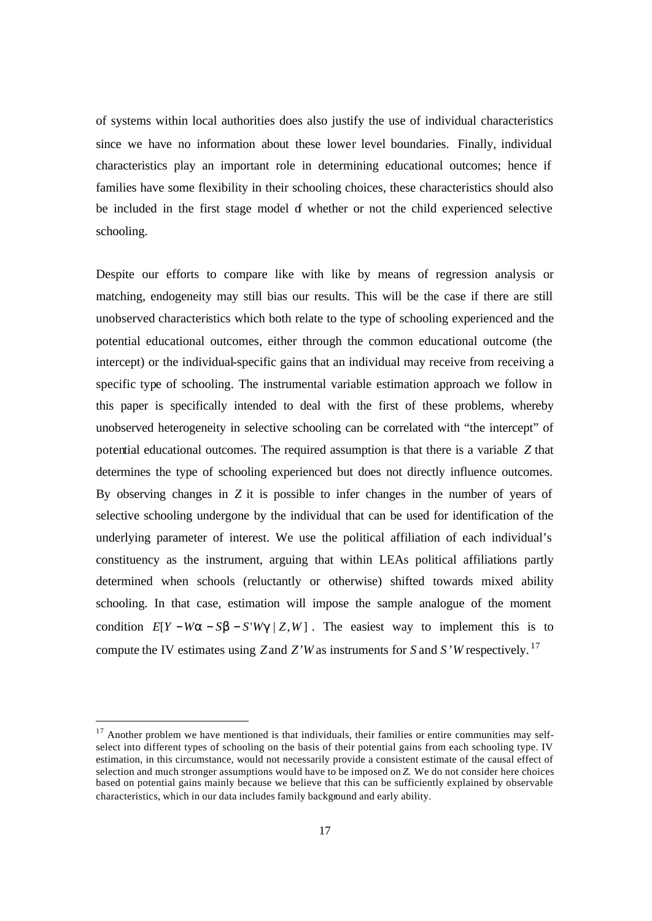of systems within local authorities does also justify the use of individual characteristics since we have no information about these lower level boundaries. Finally, individual characteristics play an important role in determining educational outcomes; hence if families have some flexibility in their schooling choices, these characteristics should also be included in the first stage model of whether or not the child experienced selective schooling.

Despite our efforts to compare like with like by means of regression analysis or matching, endogeneity may still bias our results. This will be the case if there are still unobserved characteristics which both relate to the type of schooling experienced and the potential educational outcomes, either through the common educational outcome (the intercept) or the individual-specific gains that an individual may receive from receiving a specific type of schooling. The instrumental variable estimation approach we follow in this paper is specifically intended to deal with the first of these problems, whereby unobserved heterogeneity in selective schooling can be correlated with "the intercept" of potential educational outcomes. The required assumption is that there is a variable $Z$ that determines the type of schooling experienced but does not directly influence outcomes. By observing changes in $Z$ it is possible to infer changes in the number of years of selective schooling undergone by the individual that can be used for identification of the underlying parameter of interest. We use the political affiliation of each individual's constituency as the instrument, arguing that within LEAs political affiliations partly determined when schools (reluctantly or otherwise) shifted towards mixed ability schooling. In that case, estimation will impose the sample analogue of the moment condition $E[Y - W\alpha - S\beta - S'W\gamma \mid Z, W]$. The easiest way to implement this is to compute the IV estimates using $Z$ and $Z'W$ as instruments for $S$ and $S'W$ respectively.[17]

[17] Another problem we have mentioned is that individuals, their families or entire communities may self-select into different types of schooling on the basis of their potential gains from each schooling type. IV estimation, in this circumstance, would not necessarily provide a consistent estimate of the causal effect of selection and much stronger assumptions would have to be imposed on $Z$. We do not consider here choices based on potential gains mainly because we believe that this can be sufficiently explained by observable characteristics, which in our data includes family background and early ability.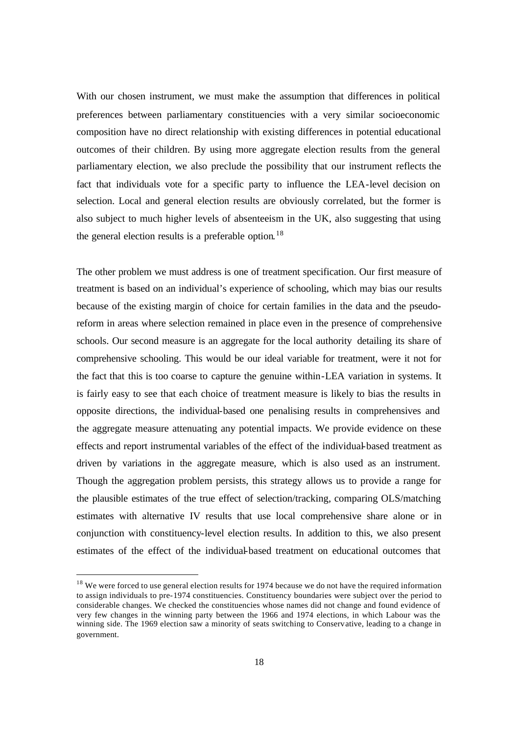With our chosen instrument, we must make the assumption that differences in political preferences between parliamentary constituencies with a very similar socioeconomic composition have no direct relationship with existing differences in potential educational outcomes of their children. By using more aggregate election results from the general parliamentary election, we also preclude the possibility that our instrument reflects the fact that individuals vote for a specific party to influence the LEA-level decision on selection. Local and general election results are obviously correlated, but the former is also subject to much higher levels of absenteeism in the UK, also suggesting that using the general election results is a preferable option.[18]

The other problem we must address is one of treatment specification. Our first measure of treatment is based on an individual's experience of schooling, which may bias our results because of the existing margin of choice for certain families in the data and the pseudo-reform in areas where selection remained in place even in the presence of comprehensive schools. Our second measure is an aggregate for the local authority detailing its share of comprehensive schooling. This would be our ideal variable for treatment, were it not for the fact that this is too coarse to capture the genuine within-LEA variation in systems. It is fairly easy to see that each choice of treatment measure is likely to bias the results in opposite directions, the individual-based one penalising results in comprehensives and the aggregate measure attenuating any potential impacts. We provide evidence on these effects and report instrumental variables of the effect of the individual-based treatment as driven by variations in the aggregate measure, which is also used as an instrument. Though the aggregation problem persists, this strategy allows us to provide a range for the plausible estimates of the true effect of selection/tracking, comparing OLS/matching estimates with alternative IV results that use local comprehensive share alone or in conjunction with constituency-level election results. In addition to this, we also present estimates of the effect of the individual-based treatment on educational outcomes that

[18] We were forced to use general election results for 1974 because we do not have the required information to assign individuals to pre-1974 constituencies. Constituency boundaries were subject over the period to considerable changes. We checked the constituencies whose names did not change and found evidence of very few changes in the winning party between the 1966 and 1974 elections, in which Labour was the winning side. The 1969 election saw a minority of seats switching to Conservative, leading to a change in government.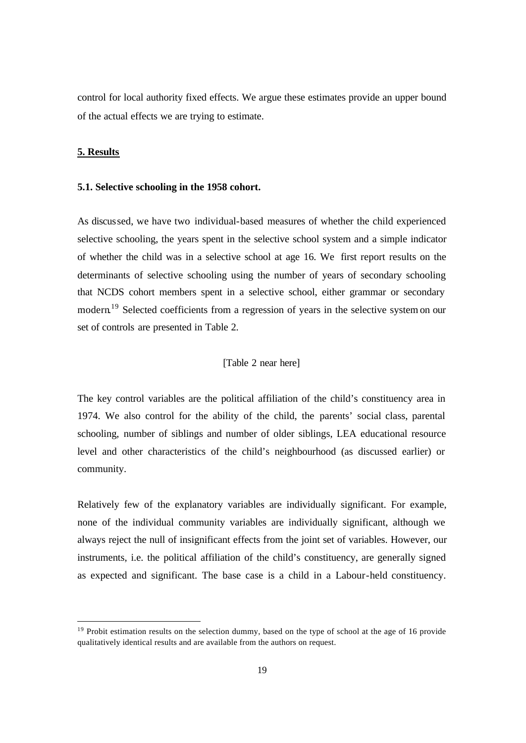control for local authority fixed effects. We argue these estimates provide an upper bound of the actual effects we are trying to estimate.

## 5. Results

### 5.1. Selective schooling in the 1958 cohort.

As discussed, we have two individual-based measures of whether the child experienced selective schooling, the years spent in the selective school system and a simple indicator of whether the child was in a selective school at age 16. We first report results on the determinants of selective schooling using the number of years of secondary schooling that NCDS cohort members spent in a selective school, either grammar or secondary modern.[19] Selected coefficients from a regression of years in the selective system on our set of controls are presented in Table 2.

[Table 2 near here]

The key control variables are the political affiliation of the child's constituency area in 1974. We also control for the ability of the child, the parents' social class, parental schooling, number of siblings and number of older siblings, LEA educational resource level and other characteristics of the child's neighbourhood (as discussed earlier) or community.

Relatively few of the explanatory variables are individually significant. For example, none of the individual community variables are individually significant, although we always reject the null of insignificant effects from the joint set of variables. However, our instruments, i.e. the political affiliation of the child's constituency, are generally signed as expected and significant. The base case is a child in a Labour-held constituency.

---

[19] Probit estimation results on the selection dummy, based on the type of school at the age of 16 provide qualitatively identical results and are available from the authors on request.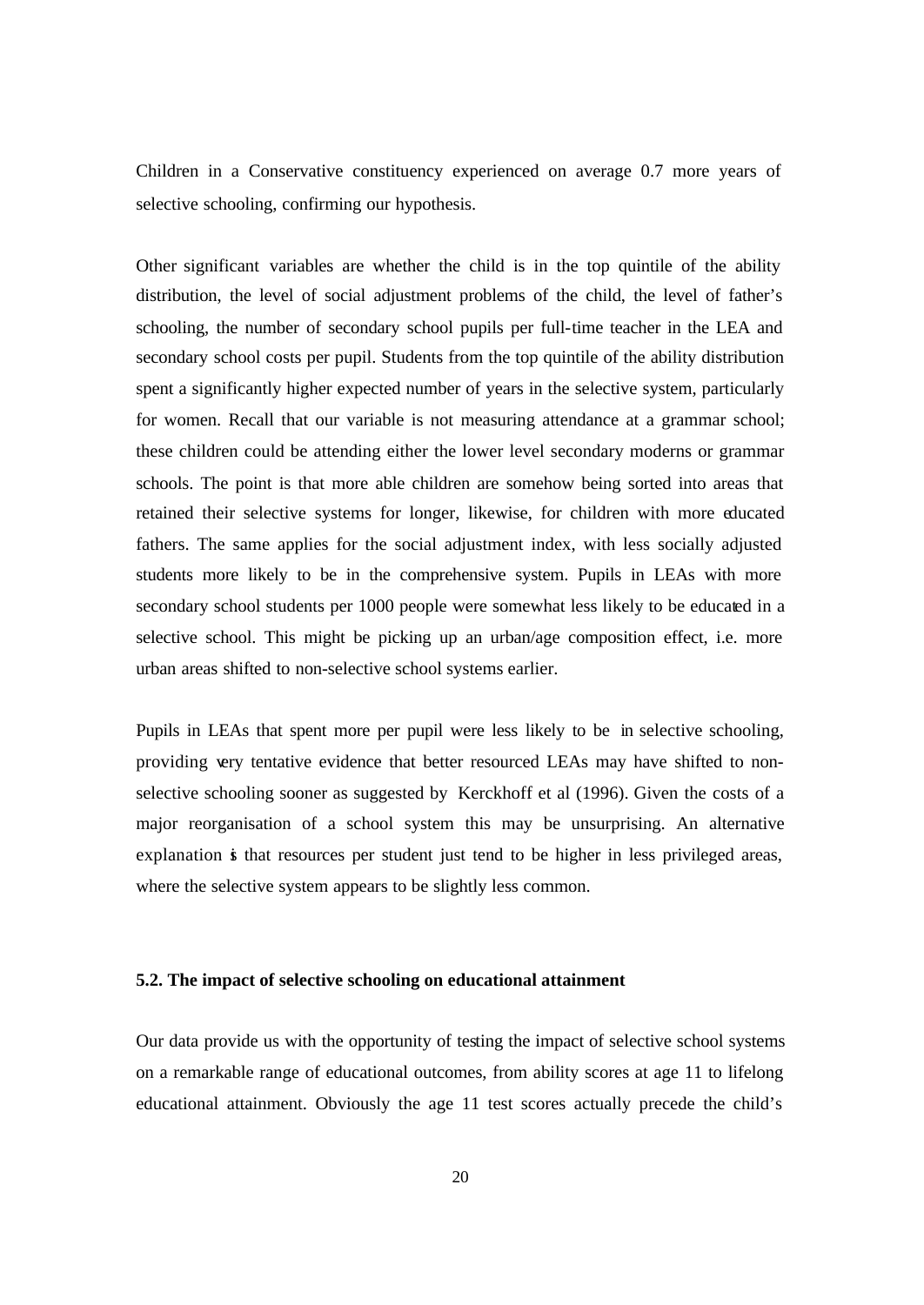Children in a Conservative constituency experienced on average 0.7 more years of selective schooling, confirming our hypothesis.

Other significant variables are whether the child is in the top quintile of the ability distribution, the level of social adjustment problems of the child, the level of father's schooling, the number of secondary school pupils per full-time teacher in the LEA and secondary school costs per pupil. Students from the top quintile of the ability distribution spent a significantly higher expected number of years in the selective system, particularly for women. Recall that our variable is not measuring attendance at a grammar school; these children could be attending either the lower level secondary moderns or grammar schools. The point is that more able children are somehow being sorted into areas that retained their selective systems for longer, likewise, for children with more educated fathers. The same applies for the social adjustment index, with less socially adjusted students more likely to be in the comprehensive system. Pupils in LEAs with more secondary school students per 1000 people were somewhat less likely to be educated in a selective school. This might be picking up an urban/age composition effect, i.e. more urban areas shifted to non-selective school systems earlier.

Pupils in LEAs that spent more per pupil were less likely to be in selective schooling, providing very tentative evidence that better resourced LEAs may have shifted to non-selective schooling sooner as suggested by Kerckhoff et al (1996). Given the costs of a major reorganisation of a school system this may be unsurprising. An alternative explanation is that resources per student just tend to be higher in less privileged areas, where the selective system appears to be slightly less common.

### 5.2. The impact of selective schooling on educational attainment

Our data provide us with the opportunity of testing the impact of selective school systems on a remarkable range of educational outcomes, from ability scores at age 11 to lifelong educational attainment. Obviously the age 11 test scores actually precede the child's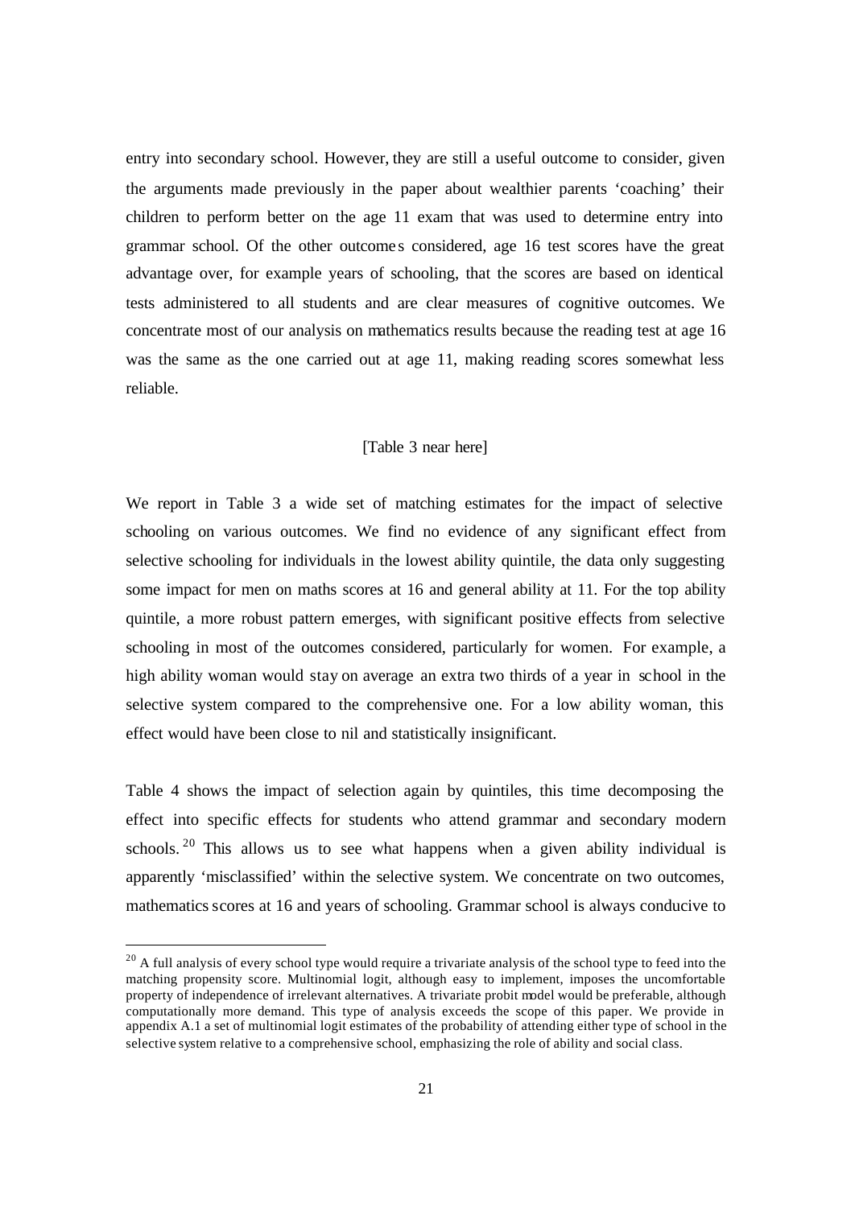entry into secondary school. However, they are still a useful outcome to consider, given the arguments made previously in the paper about wealthier parents 'coaching' their children to perform better on the age 11 exam that was used to determine entry into grammar school. Of the other outcomes considered, age 16 test scores have the great advantage over, for example years of schooling, that the scores are based on identical tests administered to all students and are clear measures of cognitive outcomes. We concentrate most of our analysis on mathematics results because the reading test at age 16 was the same as the one carried out at age 11, making reading scores somewhat less reliable.

[Table 3 near here]

We report in Table 3 a wide set of matching estimates for the impact of selective schooling on various outcomes. We find no evidence of any significant effect from selective schooling for individuals in the lowest ability quintile, the data only suggesting some impact for men on maths scores at 16 and general ability at 11. For the top ability quintile, a more robust pattern emerges, with significant positive effects from selective schooling in most of the outcomes considered, particularly for women. For example, a high ability woman would stay on average an extra two thirds of a year in school in the selective system compared to the comprehensive one. For a low ability woman, this effect would have been close to nil and statistically insignificant.

Table 4 shows the impact of selection again by quintiles, this time decomposing the effect into specific effects for students who attend grammar and secondary modern schools.[20] This allows us to see what happens when a given ability individual is apparently 'misclassified' within the selective system. We concentrate on two outcomes, mathematics scores at 16 and years of schooling. Grammar school is always conducive to

[20] A full analysis of every school type would require a trivariate analysis of the school type to feed into the matching propensity score. Multinomial logit, although easy to implement, imposes the uncomfortable property of independence of irrelevant alternatives. A trivariate probit model would be preferable, although computationally more demand. This type of analysis exceeds the scope of this paper. We provide in appendix A.1 a set of multinomial logit estimates of the probability of attending either type of school in the selective system relative to a comprehensive school, emphasizing the role of ability and social class.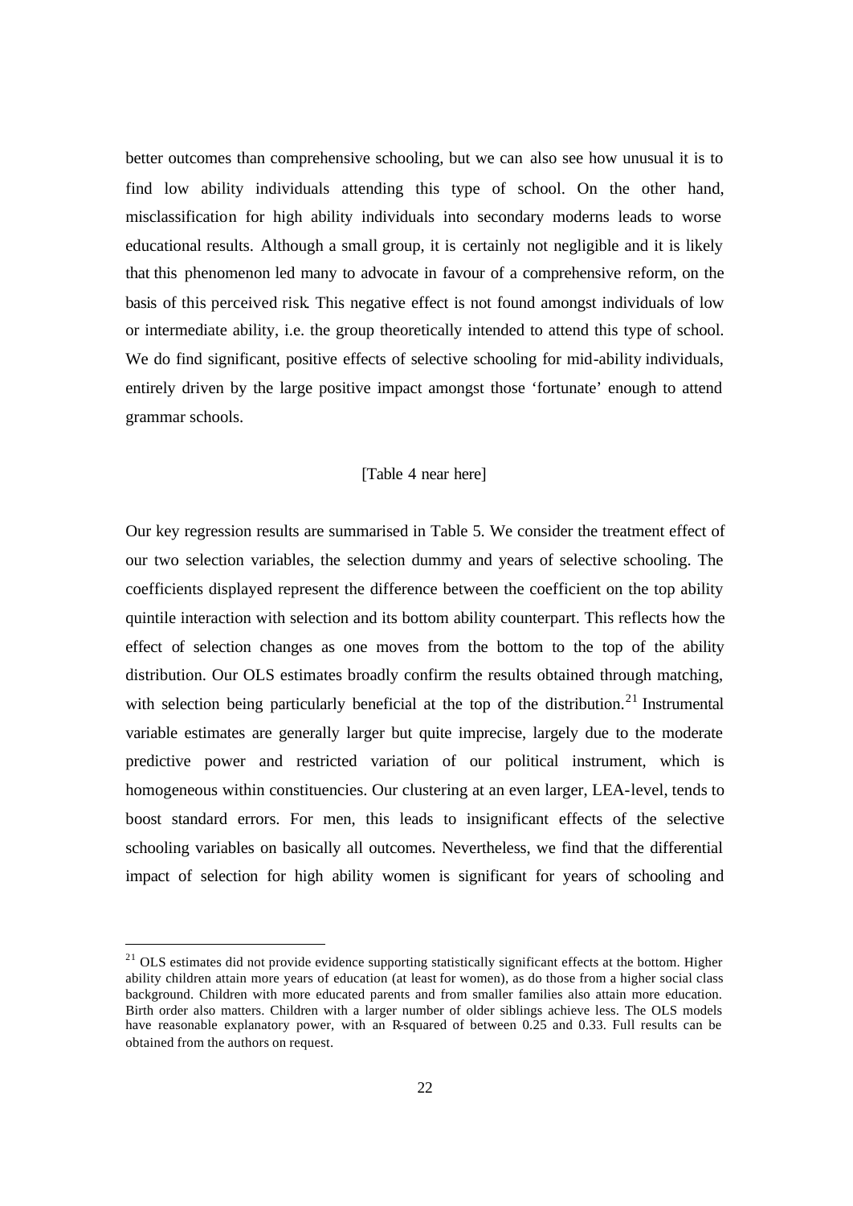better outcomes than comprehensive schooling, but we can also see how unusual it is to find low ability individuals attending this type of school. On the other hand, misclassification for high ability individuals into secondary moderns leads to worse educational results. Although a small group, it is certainly not negligible and it is likely that this phenomenon led many to advocate in favour of a comprehensive reform, on the basis of this perceived risk. This negative effect is not found amongst individuals of low or intermediate ability, i.e. the group theoretically intended to attend this type of school. We do find significant, positive effects of selective schooling for mid-ability individuals, entirely driven by the large positive impact amongst those 'fortunate' enough to attend grammar schools.

[Table 4 near here]

Our key regression results are summarised in Table 5. We consider the treatment effect of our two selection variables, the selection dummy and years of selective schooling. The coefficients displayed represent the difference between the coefficient on the top ability quintile interaction with selection and its bottom ability counterpart. This reflects how the effect of selection changes as one moves from the bottom to the top of the ability distribution. Our OLS estimates broadly confirm the results obtained through matching, with selection being particularly beneficial at the top of the distribution.[21] Instrumental variable estimates are generally larger but quite imprecise, largely due to the moderate predictive power and restricted variation of our political instrument, which is homogeneous within constituencies. Our clustering at an even larger, LEA-level, tends to boost standard errors. For men, this leads to insignificant effects of the selective schooling variables on basically all outcomes. Nevertheless, we find that the differential impact of selection for high ability women is significant for years of schooling and

[21] OLS estimates did not provide evidence supporting statistically significant effects at the bottom. Higher ability children attain more years of education (at least for women), as do those from a higher social class background. Children with more educated parents and from smaller families also attain more education. Birth order also matters. Children with a larger number of older siblings achieve less. The OLS models have reasonable explanatory power, with an R-squared of between 0.25 and 0.33. Full results can be obtained from the authors on request.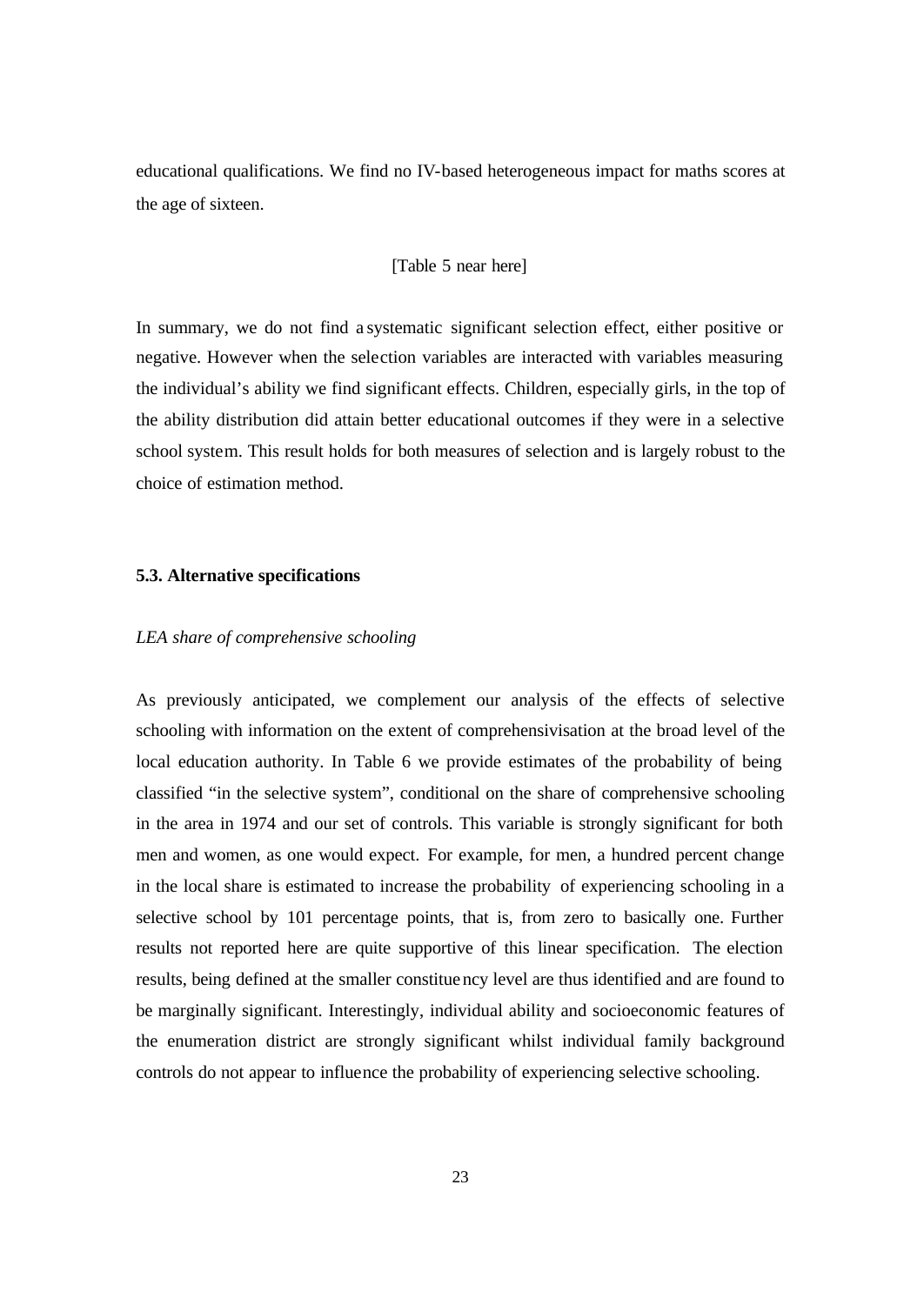educational qualifications. We find no IV-based heterogeneous impact for maths scores at the age of sixteen.

[Table 5 near here]

In summary, we do not find a systematic significant selection effect, either positive or negative. However when the selection variables are interacted with variables measuring the individual's ability we find significant effects. Children, especially girls, in the top of the ability distribution did attain better educational outcomes if they were in a selective school system. This result holds for both measures of selection and is largely robust to the choice of estimation method.

### 5.3. Alternative specifications

*LEA share of comprehensive schooling*

As previously anticipated, we complement our analysis of the effects of selective schooling with information on the extent of comprehensivisation at the broad level of the local education authority. In Table 6 we provide estimates of the probability of being classified "in the selective system", conditional on the share of comprehensive schooling in the area in 1974 and our set of controls. This variable is strongly significant for both men and women, as one would expect. For example, for men, a hundred percent change in the local share is estimated to increase the probability of experiencing schooling in a selective school by 101 percentage points, that is, from zero to basically one. Further results not reported here are quite supportive of this linear specification. The election results, being defined at the smaller constituency level are thus identified and are found to be marginally significant. Interestingly, individual ability and socioeconomic features of the enumeration district are strongly significant whilst individual family background controls do not appear to influence the probability of experiencing selective schooling.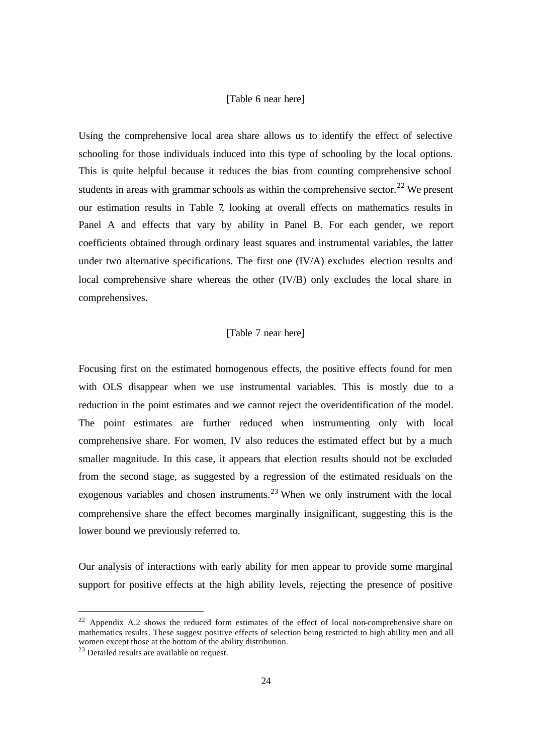[Table 6 near here]

Using the comprehensive local area share allows us to identify the effect of selective schooling for those individuals induced into this type of schooling by the local options. This is quite helpful because it reduces the bias from counting comprehensive school students in areas with grammar schools as within the comprehensive sector.[22] We present our estimation results in Table 7, looking at overall effects on mathematics results in Panel A and effects that vary by ability in Panel B. For each gender, we report coefficients obtained through ordinary least squares and instrumental variables, the latter under two alternative specifications. The first one (IV/A) excludes election results and local comprehensive share whereas the other (IV/B) only excludes the local share in comprehensives.

[Table 7 near here]

Focusing first on the estimated homogenous effects, the positive effects found for men with OLS disappear when we use instrumental variables. This is mostly due to a reduction in the point estimates and we cannot reject the overidentification of the model. The point estimates are further reduced when instrumenting only with local comprehensive share. For women, IV also reduces the estimated effect but by a much smaller magnitude. In this case, it appears that election results should not be excluded from the second stage, as suggested by a regression of the estimated residuals on the exogenous variables and chosen instruments.[23] When we only instrument with the local comprehensive share the effect becomes marginally insignificant, suggesting this is the lower bound we previously referred to.

Our analysis of interactions with early ability for men appear to provide some marginal support for positive effects at the high ability levels, rejecting the presence of positive

[22] Appendix A.2 shows the reduced form estimates of the effect of local non-comprehensive share on mathematics results. These suggest positive effects of selection being restricted to high ability men and all women except those at the bottom of the ability distribution.

[23] Detailed results are available on request.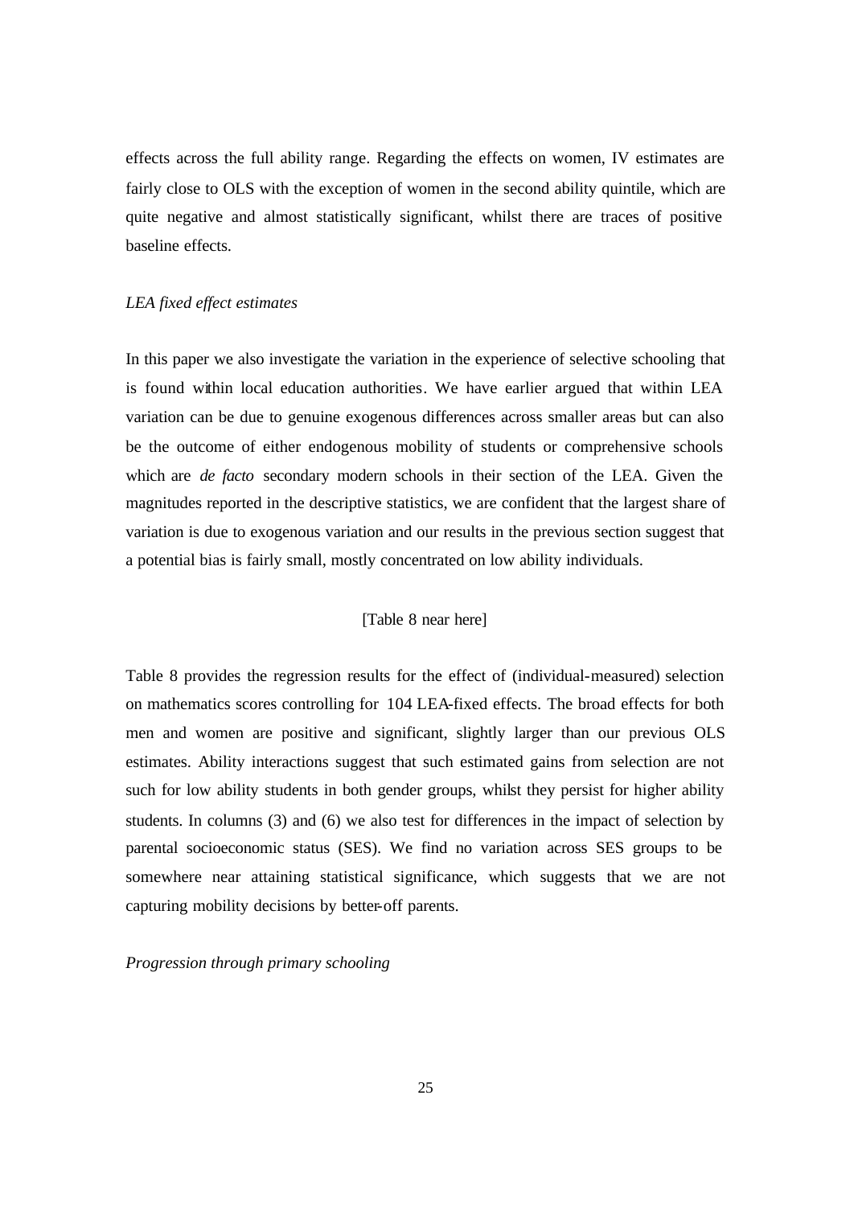effects across the full ability range. Regarding the effects on women, IV estimates are fairly close to OLS with the exception of women in the second ability quintile, which are quite negative and almost statistically significant, whilst there are traces of positive baseline effects.

*LEA fixed effect estimates*

In this paper we also investigate the variation in the experience of selective schooling that is found within local education authorities. We have earlier argued that within LEA variation can be due to genuine exogenous differences across smaller areas but can also be the outcome of either endogenous mobility of students or comprehensive schools which are *de facto* secondary modern schools in their section of the LEA. Given the magnitudes reported in the descriptive statistics, we are confident that the largest share of variation is due to exogenous variation and our results in the previous section suggest that a potential bias is fairly small, mostly concentrated on low ability individuals.

[Table 8 near here]

Table 8 provides the regression results for the effect of (individual-measured) selection on mathematics scores controlling for 104 LEA-fixed effects. The broad effects for both men and women are positive and significant, slightly larger than our previous OLS estimates. Ability interactions suggest that such estimated gains from selection are not such for low ability students in both gender groups, whilst they persist for higher ability students. In columns (3) and (6) we also test for differences in the impact of selection by parental socioeconomic status (SES). We find no variation across SES groups to be somewhere near attaining statistical significance, which suggests that we are not capturing mobility decisions by better-off parents.

*Progression through primary schooling*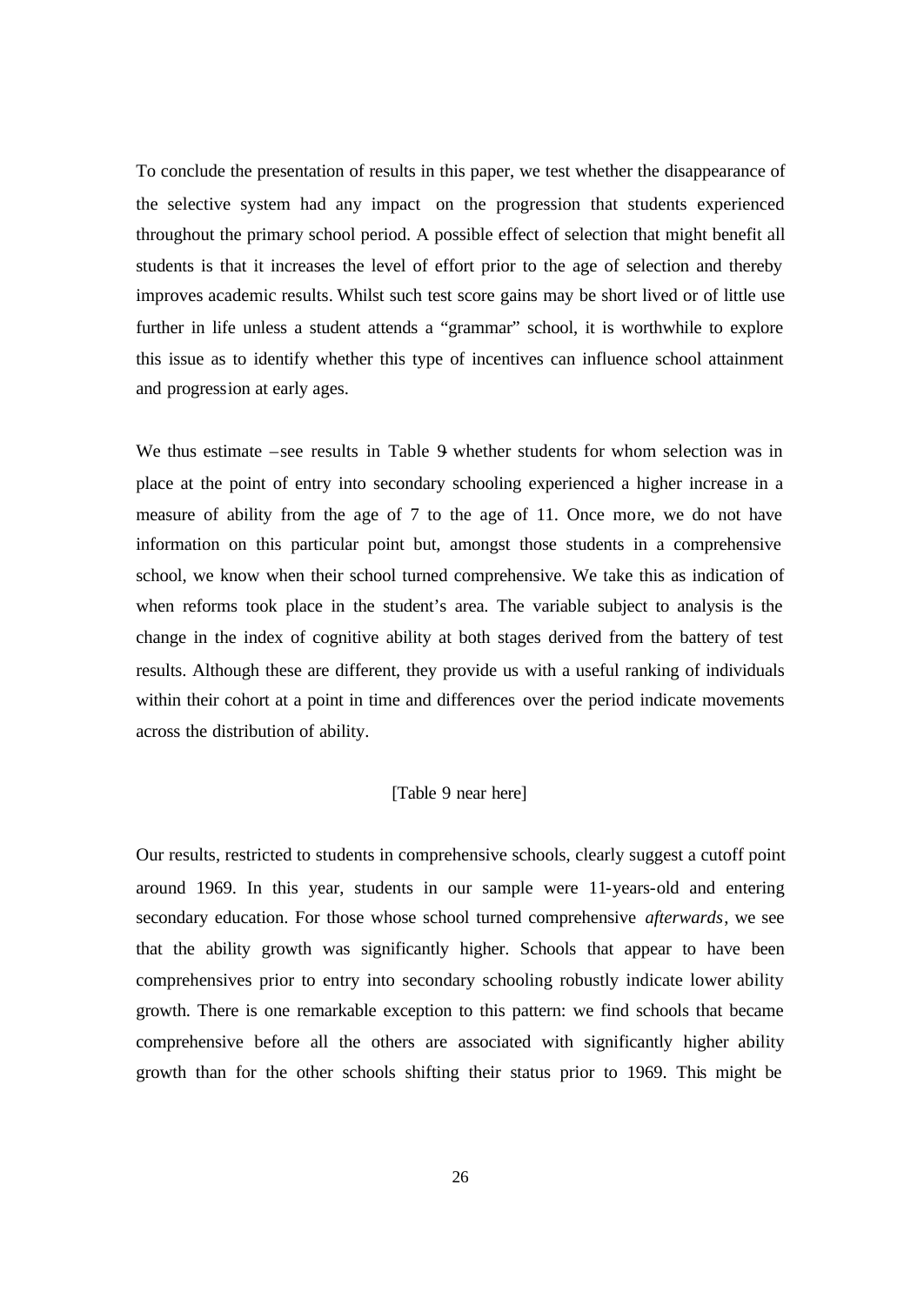To conclude the presentation of results in this paper, we test whether the disappearance of the selective system had any impact on the progression that students experienced throughout the primary school period. A possible effect of selection that might benefit all students is that it increases the level of effort prior to the age of selection and thereby improves academic results. Whilst such test score gains may be short lived or of little use further in life unless a student attends a "grammar" school, it is worthwhile to explore this issue as to identify whether this type of incentives can influence school attainment and progression at early ages.

We thus estimate –see results in Table 9- whether students for whom selection was in place at the point of entry into secondary schooling experienced a higher increase in a measure of ability from the age of 7 to the age of 11. Once more, we do not have information on this particular point but, amongst those students in a comprehensive school, we know when their school turned comprehensive. We take this as indication of when reforms took place in the student's area. The variable subject to analysis is the change in the index of cognitive ability at both stages derived from the battery of test results. Although these are different, they provide us with a useful ranking of individuals within their cohort at a point in time and differences over the period indicate movements across the distribution of ability.

[Table 9 near here]

Our results, restricted to students in comprehensive schools, clearly suggest a cutoff point around 1969. In this year, students in our sample were 11-years-old and entering secondary education. For those whose school turned comprehensive *afterwards*, we see that the ability growth was significantly higher. Schools that appear to have been comprehensives prior to entry into secondary schooling robustly indicate lower ability growth. There is one remarkable exception to this pattern: we find schools that became comprehensive before all the others are associated with significantly higher ability growth than for the other schools shifting their status prior to 1969. This might be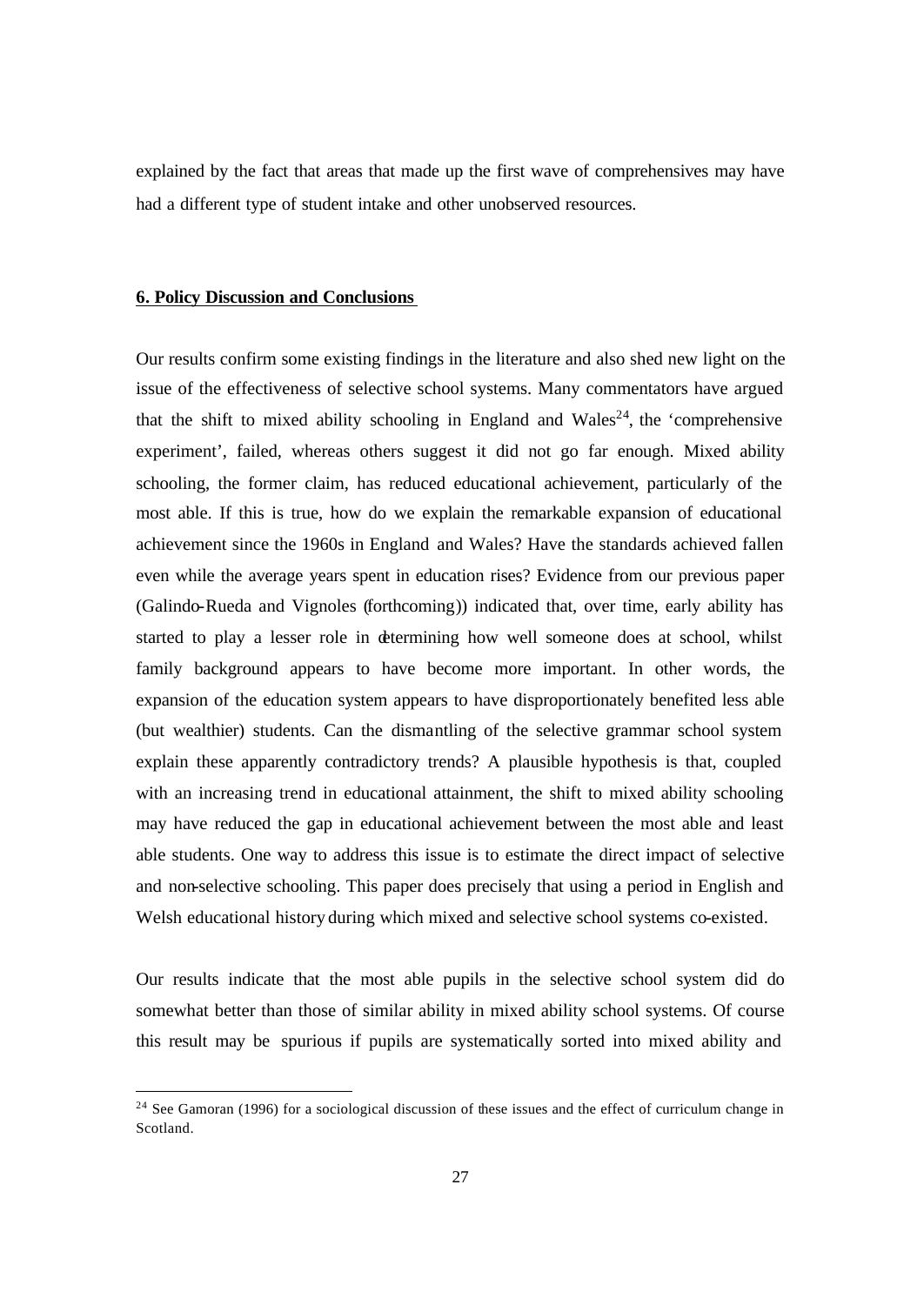explained by the fact that areas that made up the first wave of comprehensives may have had a different type of student intake and other unobserved resources.

## 6. Policy Discussion and Conclusions

Our results confirm some existing findings in the literature and also shed new light on the issue of the effectiveness of selective school systems. Many commentators have argued that the shift to mixed ability schooling in England and Wales[24], the 'comprehensive experiment', failed, whereas others suggest it did not go far enough. Mixed ability schooling, the former claim, has reduced educational achievement, particularly of the most able. If this is true, how do we explain the remarkable expansion of educational achievement since the 1960s in England and Wales? Have the standards achieved fallen even while the average years spent in education rises? Evidence from our previous paper (Galindo-Rueda and Vignoles (forthcoming)) indicated that, over time, early ability has started to play a lesser role in determining how well someone does at school, whilst family background appears to have become more important. In other words, the expansion of the education system appears to have disproportionately benefited less able (but wealthier) students. Can the dismantling of the selective grammar school system explain these apparently contradictory trends? A plausible hypothesis is that, coupled with an increasing trend in educational attainment, the shift to mixed ability schooling may have reduced the gap in educational achievement between the most able and least able students. One way to address this issue is to estimate the direct impact of selective and non-selective schooling. This paper does precisely that using a period in English and Welsh educational history during which mixed and selective school systems co-existed.

Our results indicate that the most able pupils in the selective school system did do somewhat better than those of similar ability in mixed ability school systems. Of course this result may be spurious if pupils are systematically sorted into mixed ability and

[24] See Gamoran (1996) for a sociological discussion of these issues and the effect of curriculum change in Scotland.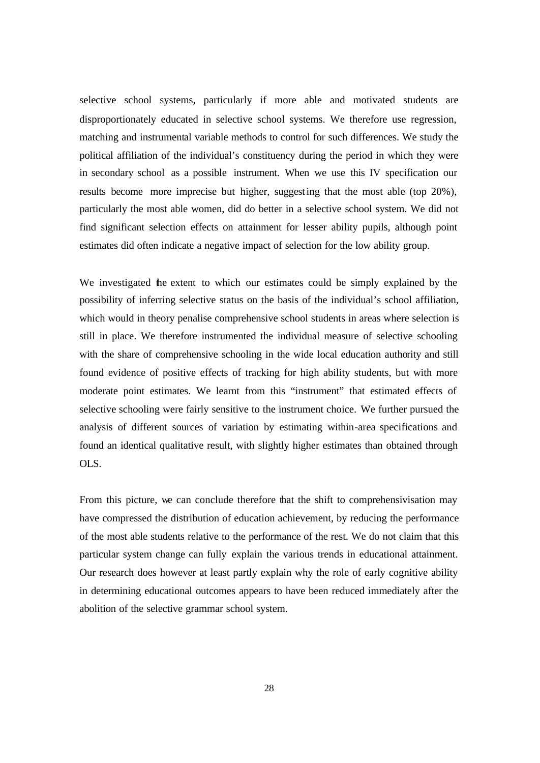selective school systems, particularly if more able and motivated students are disproportionately educated in selective school systems. We therefore use regression, matching and instrumental variable methods to control for such differences. We study the political affiliation of the individual's constituency during the period in which they were in secondary school as a possible instrument. When we use this IV specification our results become more imprecise but higher, suggesting that the most able (top 20%), particularly the most able women, did do better in a selective school system. We did not find significant selection effects on attainment for lesser ability pupils, although point estimates did often indicate a negative impact of selection for the low ability group.

We investigated the extent to which our estimates could be simply explained by the possibility of inferring selective status on the basis of the individual's school affiliation, which would in theory penalise comprehensive school students in areas where selection is still in place. We therefore instrumented the individual measure of selective schooling with the share of comprehensive schooling in the wide local education authority and still found evidence of positive effects of tracking for high ability students, but with more moderate point estimates. We learnt from this "instrument" that estimated effects of selective schooling were fairly sensitive to the instrument choice. We further pursued the analysis of different sources of variation by estimating within-area specifications and found an identical qualitative result, with slightly higher estimates than obtained through OLS.

From this picture, we can conclude therefore that the shift to comprehensivisation may have compressed the distribution of education achievement, by reducing the performance of the most able students relative to the performance of the rest. We do not claim that this particular system change can fully explain the various trends in educational attainment. Our research does however at least partly explain why the role of early cognitive ability in determining educational outcomes appears to have been reduced immediately after the abolition of the selective grammar school system.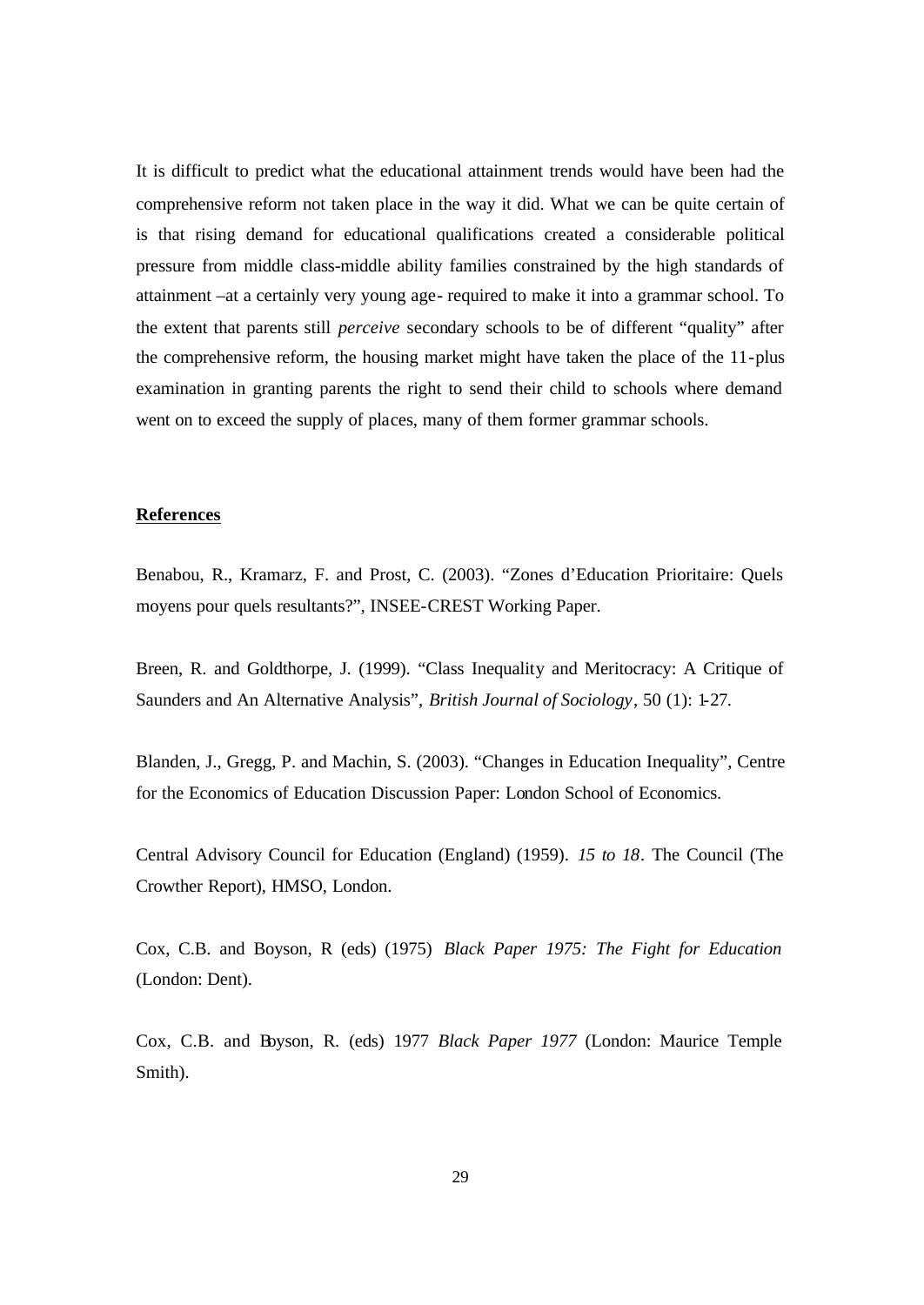It is difficult to predict what the educational attainment trends would have been had the comprehensive reform not taken place in the way it did. What we can be quite certain of is that rising demand for educational qualifications created a considerable political pressure from middle class-middle ability families constrained by the high standards of attainment –at a certainly very young age- required to make it into a grammar school. To the extent that parents still *perceive* secondary schools to be of different "quality" after the comprehensive reform, the housing market might have taken the place of the 11-plus examination in granting parents the right to send their child to schools where demand went on to exceed the supply of places, many of them former grammar schools.

## References

Benabou, R., Kramarz, F. and Prost, C. (2003). "Zones d'Education Prioritaire: Quels moyens pour quels resultants?", INSEE-CREST Working Paper.

Breen, R. and Goldthorpe, J. (1999). "Class Inequality and Meritocracy: A Critique of Saunders and An Alternative Analysis", *British Journal of Sociology*, 50 (1): 1-27.

Blanden, J., Gregg, P. and Machin, S. (2003). "Changes in Education Inequality", Centre for the Economics of Education Discussion Paper: London School of Economics.

Central Advisory Council for Education (England) (1959). *15 to 18*. The Council (The Crowther Report), HMSO, London.

Cox, C.B. and Boyson, R (eds) (1975) *Black Paper 1975: The Fight for Education* (London: Dent).

Cox, C.B. and Boyson, R. (eds) 1977 *Black Paper 1977* (London: Maurice Temple Smith).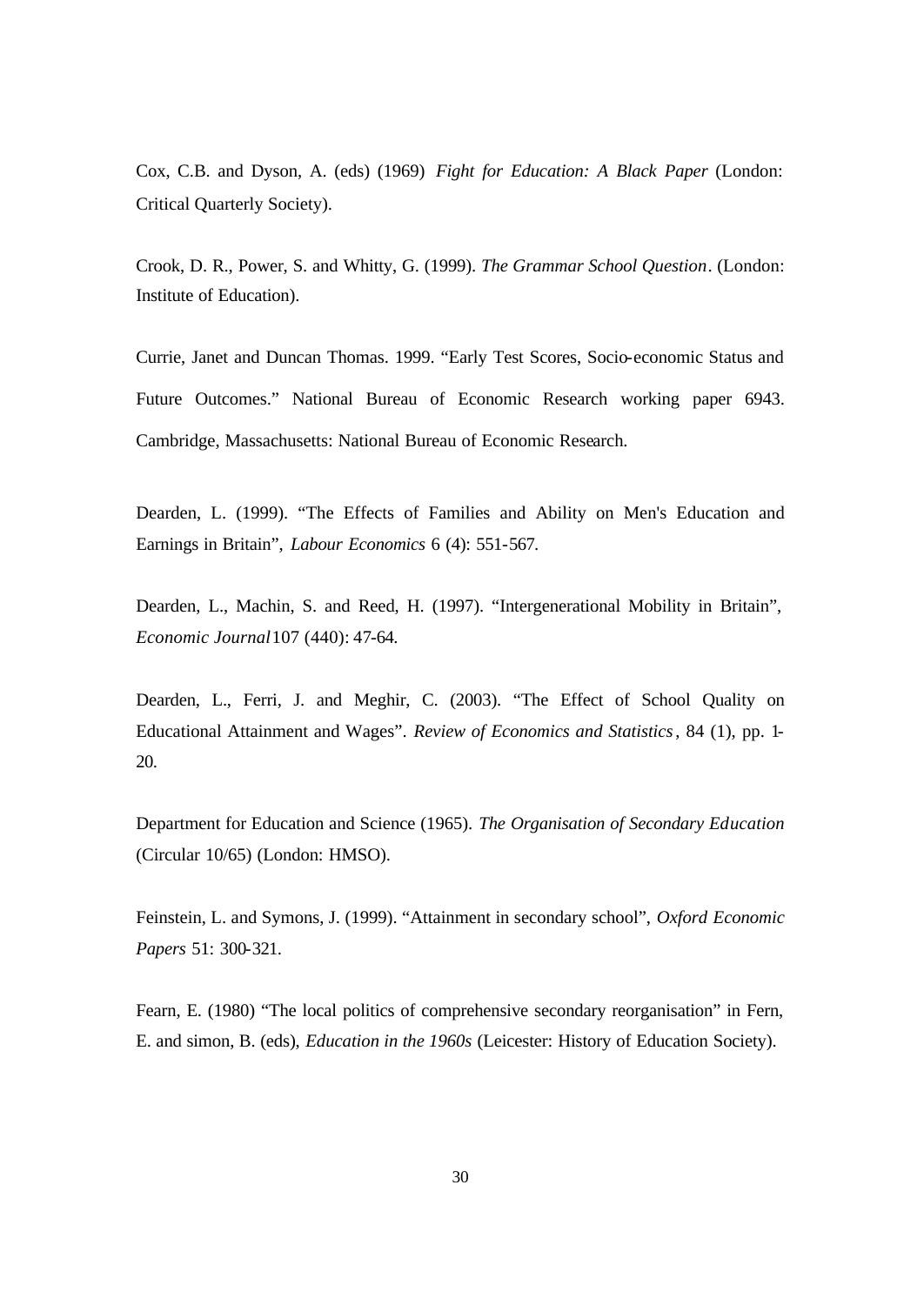Cox, C.B. and Dyson, A. (eds) (1969) *Fight for Education: A Black Paper* (London: Critical Quarterly Society).

Crook, D. R., Power, S. and Whitty, G. (1999). *The Grammar School Question*. (London: Institute of Education).

Currie, Janet and Duncan Thomas. 1999. "Early Test Scores, Socio-economic Status and Future Outcomes." National Bureau of Economic Research working paper 6943. Cambridge, Massachusetts: National Bureau of Economic Research.

Dearden, L. (1999). "The Effects of Families and Ability on Men's Education and Earnings in Britain", *Labour Economics* 6 (4): 551-567.

Dearden, L., Machin, S. and Reed, H. (1997). "Intergenerational Mobility in Britain", *Economic Journal* 107 (440): 47-64.

Dearden, L., Ferri, J. and Meghir, C. (2003). "The Effect of School Quality on Educational Attainment and Wages". *Review of Economics and Statistics*, 84 (1), pp. 1-20.

Department for Education and Science (1965). *The Organisation of Secondary Education* (Circular 10/65) (London: HMSO).

Feinstein, L. and Symons, J. (1999). "Attainment in secondary school", *Oxford Economic Papers* 51: 300-321.

Fearn, E. (1980) "The local politics of comprehensive secondary reorganisation" in Fern, E. and simon, B. (eds), *Education in the 1960s* (Leicester: History of Education Society).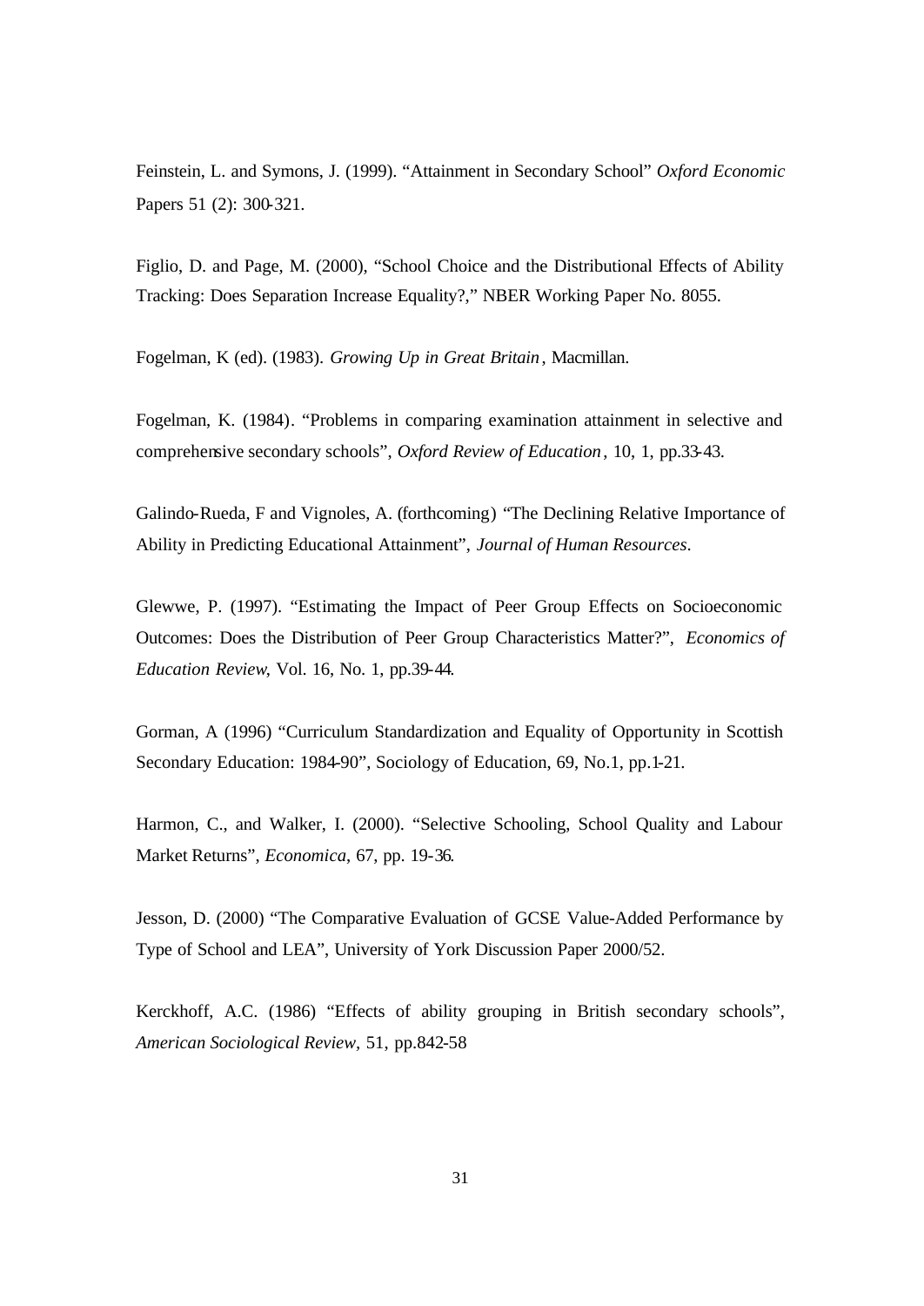Feinstein, L. and Symons, J. (1999). "Attainment in Secondary School" *Oxford Economic* Papers 51 (2): 300-321.

Figlio, D. and Page, M. (2000), "School Choice and the Distributional Effects of Ability Tracking: Does Separation Increase Equality?," NBER Working Paper No. 8055.

Fogelman, K (ed). (1983). *Growing Up in Great Britain*, Macmillan.

Fogelman, K. (1984). "Problems in comparing examination attainment in selective and comprehensive secondary schools", *Oxford Review of Education*, 10, 1, pp.33-43.

Galindo-Rueda, F and Vignoles, A. (forthcoming) "The Declining Relative Importance of Ability in Predicting Educational Attainment", *Journal of Human Resources*.

Glewwe, P. (1997). "Estimating the Impact of Peer Group Effects on Socioeconomic Outcomes: Does the Distribution of Peer Group Characteristics Matter?", *Economics of Education Review*, Vol. 16, No. 1, pp.39-44.

Gorman, A (1996) "Curriculum Standardization and Equality of Opportunity in Scottish Secondary Education: 1984-90", Sociology of Education, 69, No.1, pp.1-21.

Harmon, C., and Walker, I. (2000). "Selective Schooling, School Quality and Labour Market Returns", *Economica*, 67, pp. 19-36.

Jesson, D. (2000) "The Comparative Evaluation of GCSE Value-Added Performance by Type of School and LEA", University of York Discussion Paper 2000/52.

Kerckhoff, A.C. (1986) "Effects of ability grouping in British secondary schools", *American Sociological Review*, 51, pp.842-58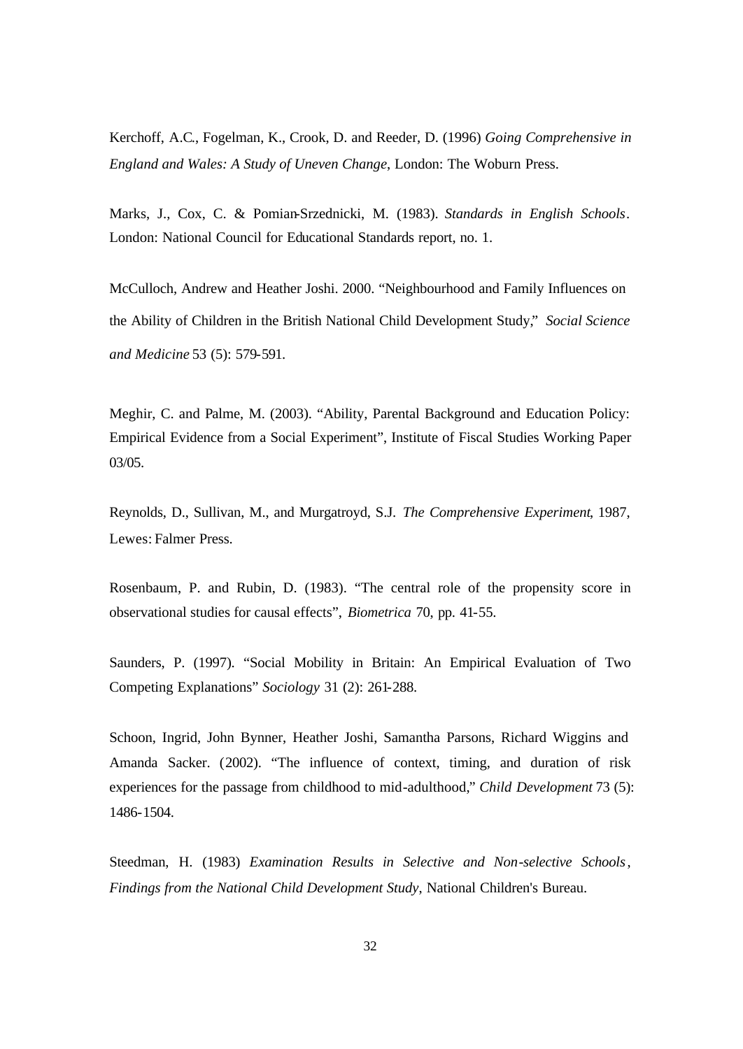Kerchoff, A.C., Fogelman, K., Crook, D. and Reeder, D. (1996) *Going Comprehensive in England and Wales: A Study of Uneven Change*, London: The Woburn Press.

Marks, J., Cox, C. & Pomian-Srzednicki, M. (1983). *Standards in English Schools*. London: National Council for Educational Standards report, no. 1.

McCulloch, Andrew and Heather Joshi. 2000. "Neighbourhood and Family Influences on the Ability of Children in the British National Child Development Study," *Social Science and Medicine* 53 (5): 579-591.

Meghir, C. and Palme, M. (2003). "Ability, Parental Background and Education Policy: Empirical Evidence from a Social Experiment", Institute of Fiscal Studies Working Paper 03/05.

Reynolds, D., Sullivan, M., and Murgatroyd, S.J. *The Comprehensive Experiment*, 1987, Lewes: Falmer Press.

Rosenbaum, P. and Rubin, D. (1983). "The central role of the propensity score in observational studies for causal effects", *Biometrica* 70, pp. 41-55.

Saunders, P. (1997). "Social Mobility in Britain: An Empirical Evaluation of Two Competing Explanations" *Sociology* 31 (2): 261-288.

Schoon, Ingrid, John Bynner, Heather Joshi, Samantha Parsons, Richard Wiggins and Amanda Sacker. (2002). "The influence of context, timing, and duration of risk experiences for the passage from childhood to mid-adulthood," *Child Development* 73 (5): 1486-1504.

Steedman, H. (1983) *Examination Results in Selective and Non-selective Schools, Findings from the National Child Development Study*, National Children's Bureau.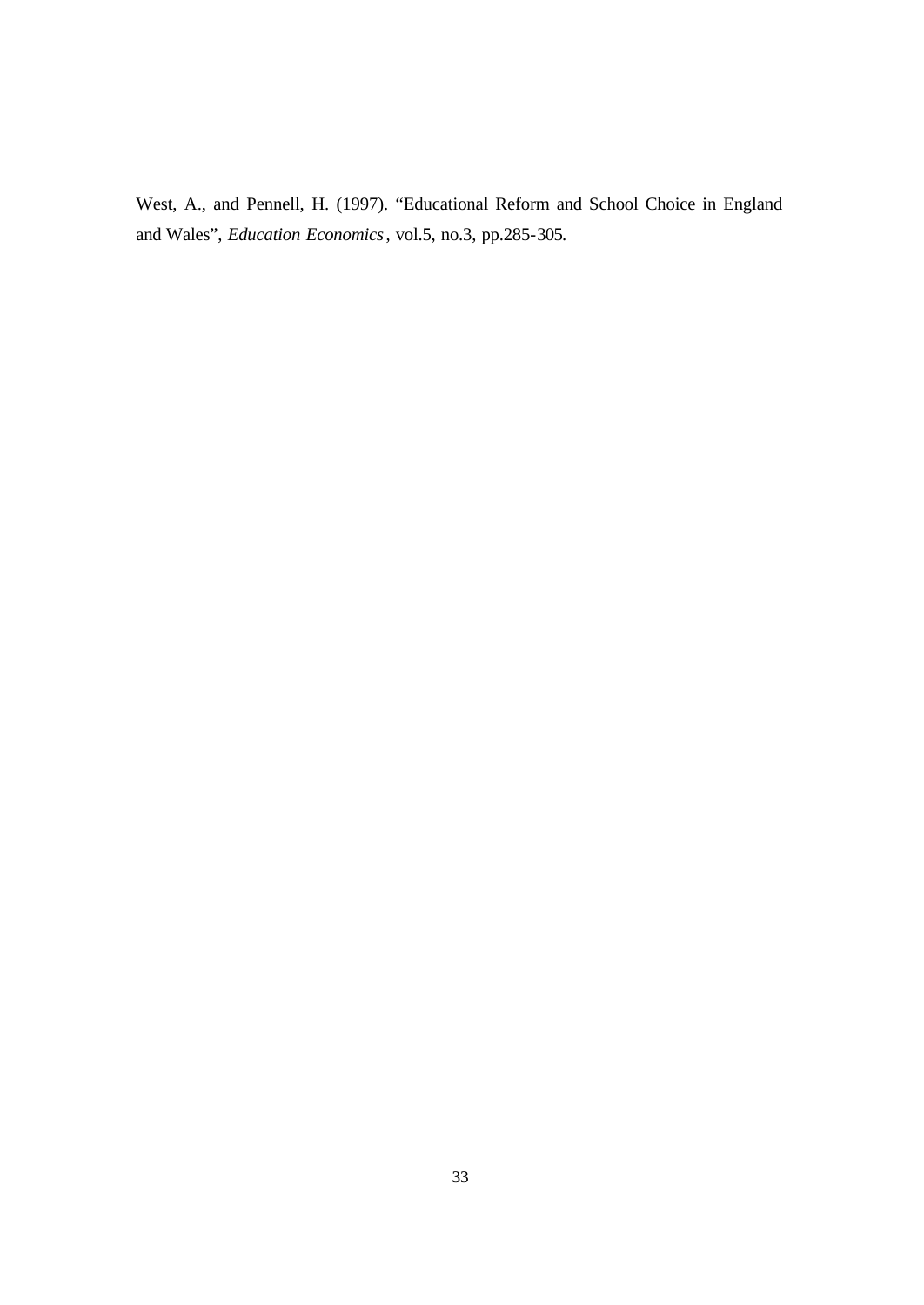West, A., and Pennell, H. (1997). “Educational Reform and School Choice in England and Wales”, *Education Economics*, vol.5, no.3, pp.285-305.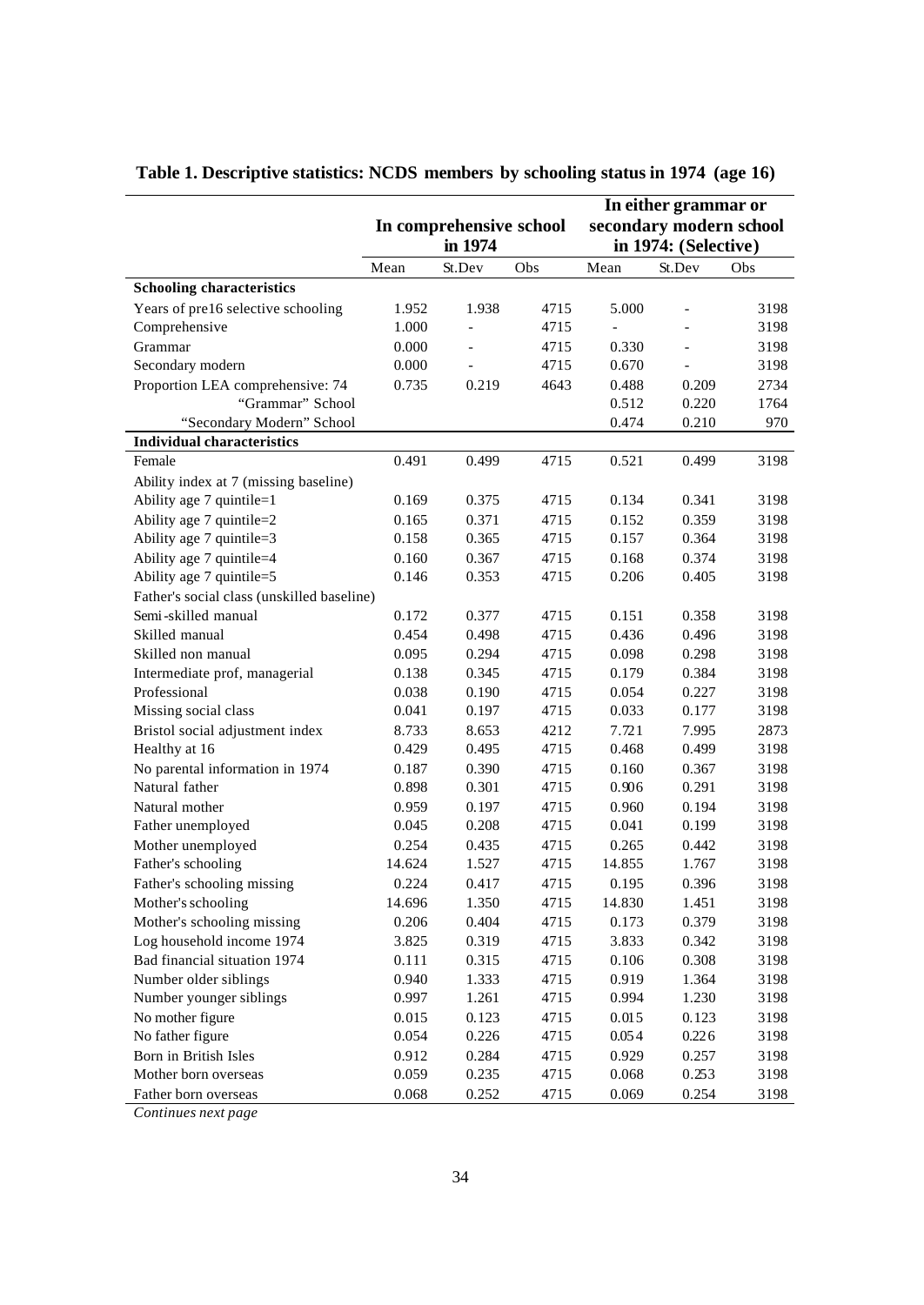**Table 1. Descriptive statistics: NCDS members by schooling status in 1974 (age 16)**

| | In comprehensive school in 1974 | | | In either grammar or secondary modern school in 1974: (Selective) | | |
|---|---|---|---|---|---|---|
| | Mean | St.Dev | Obs | Mean | St.Dev | Obs |
| **Schooling characteristics** | | | | | | |
| Years of pre16 selective schooling | 1.952 | 1.938 | 4715 | 5.000 | - | 3198 |
| Comprehensive | 1.000 | - | 4715 | - | - | 3198 |
| Grammar | 0.000 | - | 4715 | 0.330 | - | 3198 |
| Secondary modern | 0.000 | - | 4715 | 0.670 | - | 3198 |
| Proportion LEA comprehensive: 74 | 0.735 | 0.219 | 4643 | 0.488 | 0.209 | 2734 |
| "Grammar" School | | | | 0.512 | 0.220 | 1764 |
| "Secondary Modern" School | | | | 0.474 | 0.210 | 970 |
| **Individual characteristics** | | | | | | |
| Female | 0.491 | 0.499 | 4715 | 0.521 | 0.499 | 3198 |
| Ability index at 7 (missing baseline) | | | | | | |
| Ability age 7 quintile=1 | 0.169 | 0.375 | 4715 | 0.134 | 0.341 | 3198 |
| Ability age 7 quintile=2 | 0.165 | 0.371 | 4715 | 0.152 | 0.359 | 3198 |
| Ability age 7 quintile=3 | 0.158 | 0.365 | 4715 | 0.157 | 0.364 | 3198 |
| Ability age 7 quintile=4 | 0.160 | 0.367 | 4715 | 0.168 | 0.374 | 3198 |
| Ability age 7 quintile=5 | 0.146 | 0.353 | 4715 | 0.206 | 0.405 | 3198 |
| Father's social class (unskilled baseline) | | | | | | |
| Semi-skilled manual | 0.172 | 0.377 | 4715 | 0.151 | 0.358 | 3198 |
| Skilled manual | 0.454 | 0.498 | 4715 | 0.436 | 0.496 | 3198 |
| Skilled non manual | 0.095 | 0.294 | 4715 | 0.098 | 0.298 | 3198 |
| Intermediate prof, managerial | 0.138 | 0.345 | 4715 | 0.179 | 0.384 | 3198 |
| Professional | 0.038 | 0.190 | 4715 | 0.054 | 0.227 | 3198 |
| Missing social class | 0.041 | 0.197 | 4715 | 0.033 | 0.177 | 3198 |
| Bristol social adjustment index | 8.733 | 8.653 | 4212 | 7.721 | 7.995 | 2873 |
| Healthy at 16 | 0.429 | 0.495 | 4715 | 0.468 | 0.499 | 3198 |
| No parental information in 1974 | 0.187 | 0.390 | 4715 | 0.160 | 0.367 | 3198 |
| Natural father | 0.898 | 0.301 | 4715 | 0.906 | 0.291 | 3198 |
| Natural mother | 0.959 | 0.197 | 4715 | 0.960 | 0.194 | 3198 |
| Father unemployed | 0.045 | 0.208 | 4715 | 0.041 | 0.199 | 3198 |
| Mother unemployed | 0.254 | 0.435 | 4715 | 0.265 | 0.442 | 3198 |
| Father's schooling | 14.624 | 1.527 | 4715 | 14.855 | 1.767 | 3198 |
| Father's schooling missing | 0.224 | 0.417 | 4715 | 0.195 | 0.396 | 3198 |
| Mother's schooling | 14.696 | 1.350 | 4715 | 14.830 | 1.451 | 3198 |
| Mother's schooling missing | 0.206 | 0.404 | 4715 | 0.173 | 0.379 | 3198 |
| Log household income 1974 | 3.825 | 0.319 | 4715 | 3.833 | 0.342 | 3198 |
| Bad financial situation 1974 | 0.111 | 0.315 | 4715 | 0.106 | 0.308 | 3198 |
| Number older siblings | 0.940 | 1.333 | 4715 | 0.919 | 1.364 | 3198 |
| Number younger siblings | 0.997 | 1.261 | 4715 | 0.994 | 1.230 | 3198 |
| No mother figure | 0.015 | 0.123 | 4715 | 0.015 | 0.123 | 3198 |
| No father figure | 0.054 | 0.226 | 4715 | 0.054 | 0.226 | 3198 |
| Born in British Isles | 0.912 | 0.284 | 4715 | 0.929 | 0.257 | 3198 |
| Mother born overseas | 0.059 | 0.235 | 4715 | 0.068 | 0.253 | 3198 |
| Father born overseas | 0.068 | 0.252 | 4715 | 0.069 | 0.254 | 3198 |

*Continues next page*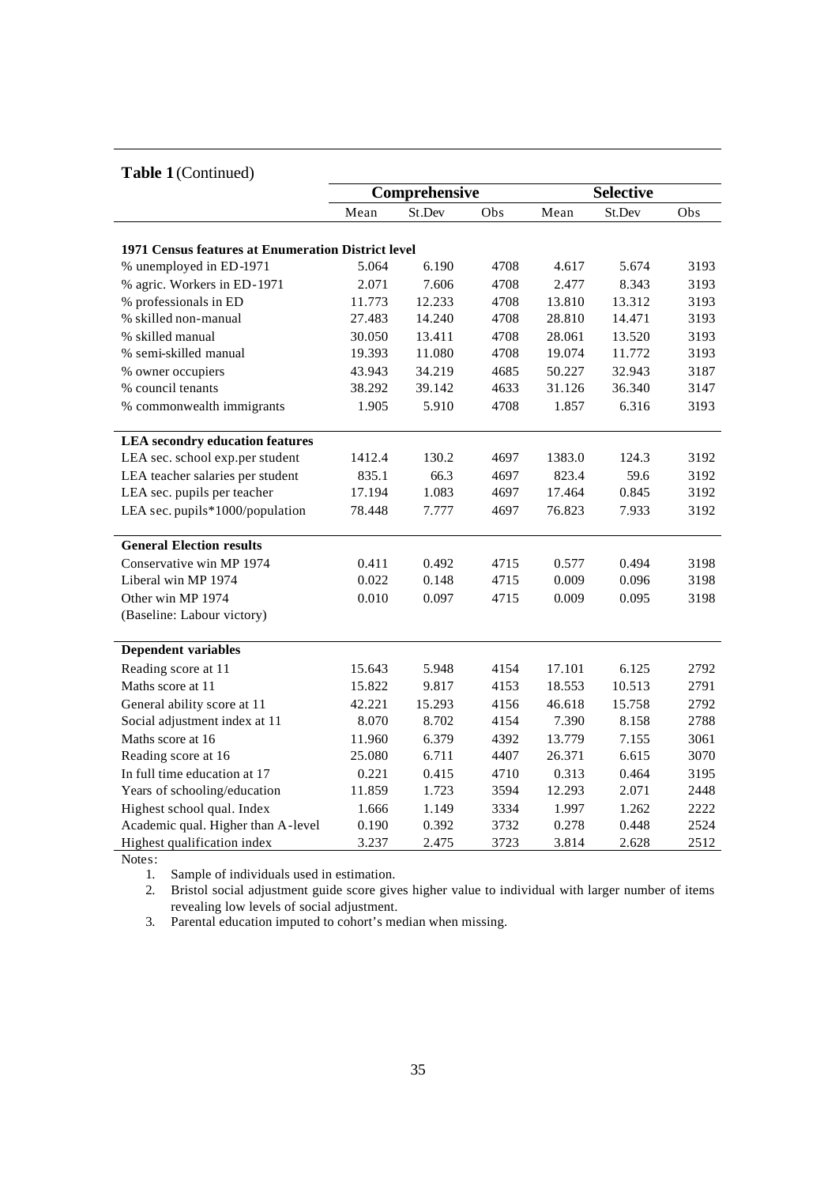**Table 1** (Continued)

| | Comprehensive | | | Selective | | |
|---|---|---|---|---|---|---|
| | Mean | St.Dev | Obs | Mean | St.Dev | Obs |
| **1971 Census features at Enumeration District level** | | | | | | |
| % unemployed in ED-1971 | 5.064 | 6.190 | 4708 | 4.617 | 5.674 | 3193 |
| % agric. Workers in ED-1971 | 2.071 | 7.606 | 4708 | 2.477 | 8.343 | 3193 |
| % professionals in ED | 11.773 | 12.233 | 4708 | 13.810 | 13.312 | 3193 |
| % skilled non-manual | 27.483 | 14.240 | 4708 | 28.810 | 14.471 | 3193 |
| % skilled manual | 30.050 | 13.411 | 4708 | 28.061 | 13.520 | 3193 |
| % semi-skilled manual | 19.393 | 11.080 | 4708 | 19.074 | 11.772 | 3193 |
| % owner occupiers | 43.943 | 34.219 | 4685 | 50.227 | 32.943 | 3187 |
| % council tenants | 38.292 | 39.142 | 4633 | 31.126 | 36.340 | 3147 |
| % commonwealth immigrants | 1.905 | 5.910 | 4708 | 1.857 | 6.316 | 3193 |
| **LEA secondry education features** | | | | | | |
| LEA sec. school exp.per student | 1412.4 | 130.2 | 4697 | 1383.0 | 124.3 | 3192 |
| LEA teacher salaries per student | 835.1 | 66.3 | 4697 | 823.4 | 59.6 | 3192 |
| LEA sec. pupils per teacher | 17.194 | 1.083 | 4697 | 17.464 | 0.845 | 3192 |
| LEA sec. pupils*1000/population | 78.448 | 7.777 | 4697 | 76.823 | 7.933 | 3192 |
| **General Election results** | | | | | | |
| Conservative win MP 1974 | 0.411 | 0.492 | 4715 | 0.577 | 0.494 | 3198 |
| Liberal win MP 1974 | 0.022 | 0.148 | 4715 | 0.009 | 0.096 | 3198 |
| Other win MP 1974 | 0.010 | 0.097 | 4715 | 0.009 | 0.095 | 3198 |
| (Baseline: Labour victory) | | | | | | |
| **Dependent variables** | | | | | | |
| Reading score at 11 | 15.643 | 5.948 | 4154 | 17.101 | 6.125 | 2792 |
| Maths score at 11 | 15.822 | 9.817 | 4153 | 18.553 | 10.513 | 2791 |
| General ability score at 11 | 42.221 | 15.293 | 4156 | 46.618 | 15.758 | 2792 |
| Social adjustment index at 11 | 8.070 | 8.702 | 4154 | 7.390 | 8.158 | 2788 |
| Maths score at 16 | 11.960 | 6.379 | 4392 | 13.779 | 7.155 | 3061 |
| Reading score at 16 | 25.080 | 6.711 | 4407 | 26.371 | 6.615 | 3070 |
| In full time education at 17 | 0.221 | 0.415 | 4710 | 0.313 | 0.464 | 3195 |
| Years of schooling/education | 11.859 | 1.723 | 3594 | 12.293 | 2.071 | 2448 |
| Highest school qual. Index | 1.666 | 1.149 | 3334 | 1.997 | 1.262 | 2222 |
| Academic qual. Higher than A-level | 0.190 | 0.392 | 3732 | 0.278 | 0.448 | 2524 |
| Highest qualification index | 3.237 | 2.475 | 3723 | 3.814 | 2.628 | 2512 |

Notes:

1. Sample of individuals used in estimation.
2. Bristol social adjustment guide score gives higher value to individual with larger number of items revealing low levels of social adjustment.
3. Parental education imputed to cohort's median when missing.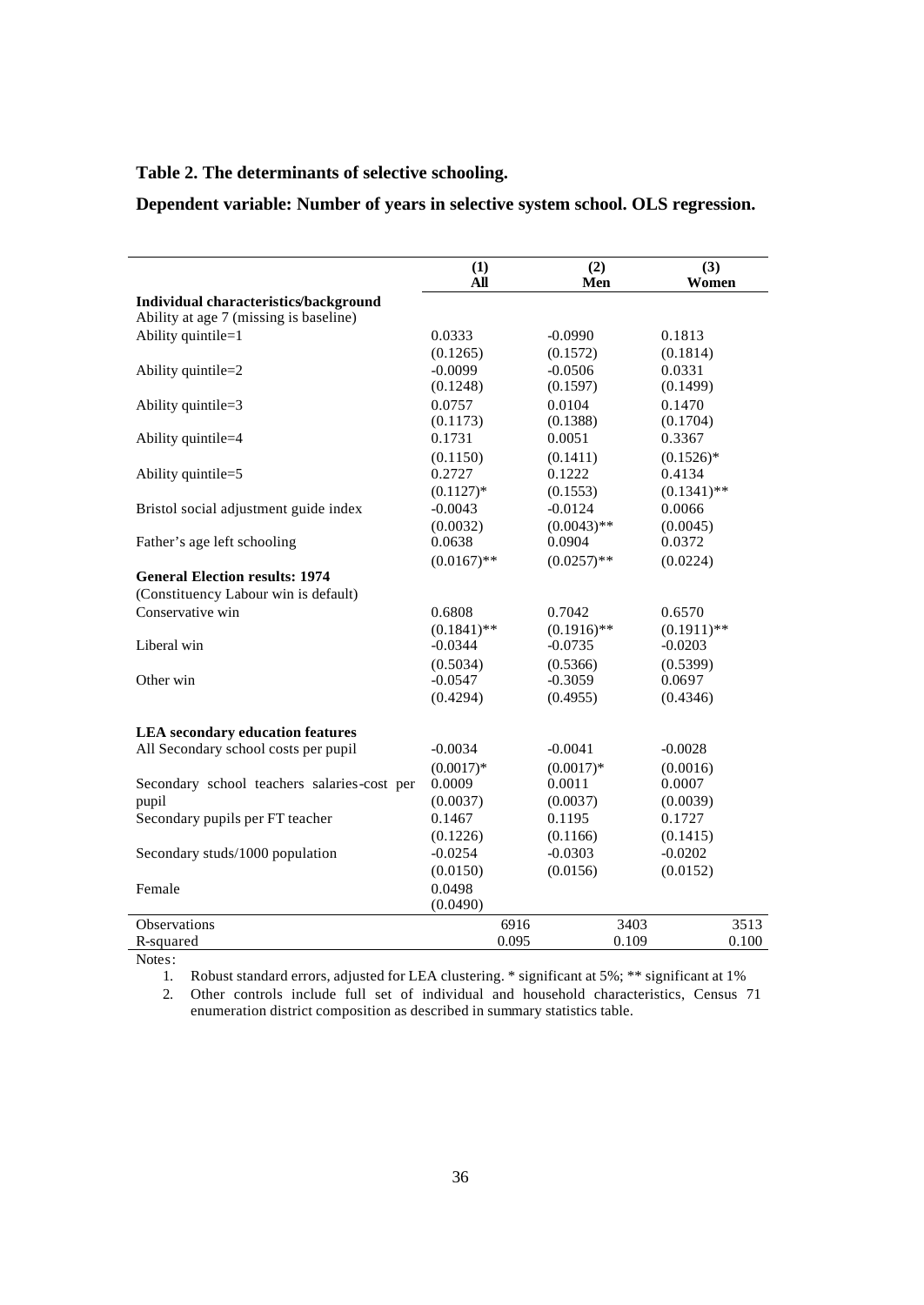**Table 2. The determinants of selective schooling.**

**Dependent variable: Number of years in selective system school. OLS regression.**

| | (1) All | (2) Men | (3) Women |
|---|---|---|---|
| **Individual characteristics/background** | | | |
| Ability at age 7 (missing is baseline) | | | |
| Ability quintile=1 | 0.0333 | -0.0990 | 0.1813 |
| | (0.1265) | (0.1572) | (0.1814) |
| Ability quintile=2 | -0.0099 | -0.0506 | 0.0331 |
| | (0.1248) | (0.1597) | (0.1499) |
| Ability quintile=3 | 0.0757 | 0.0104 | 0.1470 |
| | (0.1173) | (0.1388) | (0.1704) |
| Ability quintile=4 | 0.1731 | 0.0051 | 0.3367 |
| | (0.1150) | (0.1411) | (0.1526)* |
| Ability quintile=5 | 0.2727 | 0.1222 | 0.4134 |
| | (0.1127)* | (0.1553) | (0.1341)** |
| Bristol social adjustment guide index | -0.0043 | -0.0124 | 0.0066 |
| | (0.0032) | (0.0043)** | (0.0045) |
| Father's age left schooling | 0.0638 | 0.0904 | 0.0372 |
| | (0.0167)** | (0.0257)** | (0.0224) |
| **General Election results: 1974** | | | |
| (Constituency Labour win is default) | | | |
| Conservative win | 0.6808 | 0.7042 | 0.6570 |
| | (0.1841)** | (0.1916)** | (0.1911)** |
| Liberal win | -0.0344 | -0.0735 | -0.0203 |
| | (0.5034) | (0.5366) | (0.5399) |
| Other win | -0.0547 | -0.3059 | 0.0697 |
| | (0.4294) | (0.4955) | (0.4346) |
| **LEA secondary education features** | | | |
| All Secondary school costs per pupil | -0.0034 | -0.0041 | -0.0028 |
| | (0.0017)* | (0.0017)* | (0.0016) |
| Secondary school teachers salaries-cost per pupil | 0.0009 | 0.0011 | 0.0007 |
| | (0.0037) | (0.0037) | (0.0039) |
| Secondary pupils per FT teacher | 0.1467 | 0.1195 | 0.1727 |
| | (0.1226) | (0.1166) | (0.1415) |
| Secondary studs/1000 population | -0.0254 | -0.0303 | -0.0202 |
| | (0.0150) | (0.0156) | (0.0152) |
| Female | 0.0498 | | |
| | (0.0490) | | |
| Observations | 6916 | 3403 | 3513 |
| R-squared | 0.095 | 0.109 | 0.100 |

Notes:

1. Robust standard errors, adjusted for LEA clustering. * significant at 5%; ** significant at 1%
2. Other controls include full set of individual and household characteristics, Census 71 enumeration district composition as described in summary statistics table.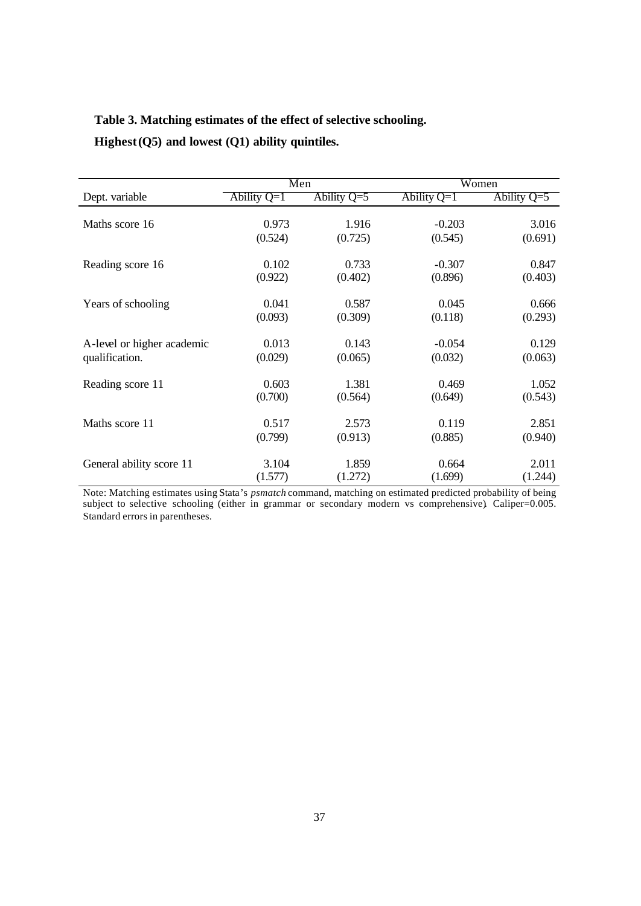**Table 3. Matching estimates of the effect of selective schooling.**

**Highest (Q5) and lowest (Q1) ability quintiles.**

| | Men | | Women | |
|---|---|---|---|---|
| Dept. variable | Ability Q=1 | Ability Q=5 | Ability Q=1 | Ability Q=5 |
| Maths score 16 | 0.973 | 1.916 | -0.203 | 3.016 |
| | (0.524) | (0.725) | (0.545) | (0.691) |
| Reading score 16 | 0.102 | 0.733 | -0.307 | 0.847 |
| | (0.922) | (0.402) | (0.896) | (0.403) |
| Years of schooling | 0.041 | 0.587 | 0.045 | 0.666 |
| | (0.093) | (0.309) | (0.118) | (0.293) |
| A-level or higher academic qualification. | 0.013 | 0.143 | -0.054 | 0.129 |
| | (0.029) | (0.065) | (0.032) | (0.063) |
| Reading score 11 | 0.603 | 1.381 | 0.469 | 1.052 |
| | (0.700) | (0.564) | (0.649) | (0.543) |
| Maths score 11 | 0.517 | 2.573 | 0.119 | 2.851 |
| | (0.799) | (0.913) | (0.885) | (0.940) |
| General ability score 11 | 3.104 | 1.859 | 0.664 | 2.011 |
| | (1.577) | (1.272) | (1.699) | (1.244) |

Note: Matching estimates using Stata's *psmatch* command, matching on estimated predicted probability of being subject to selective schooling (either in grammar or secondary modern vs comprehensive). Caliper=0.005. Standard errors in parentheses.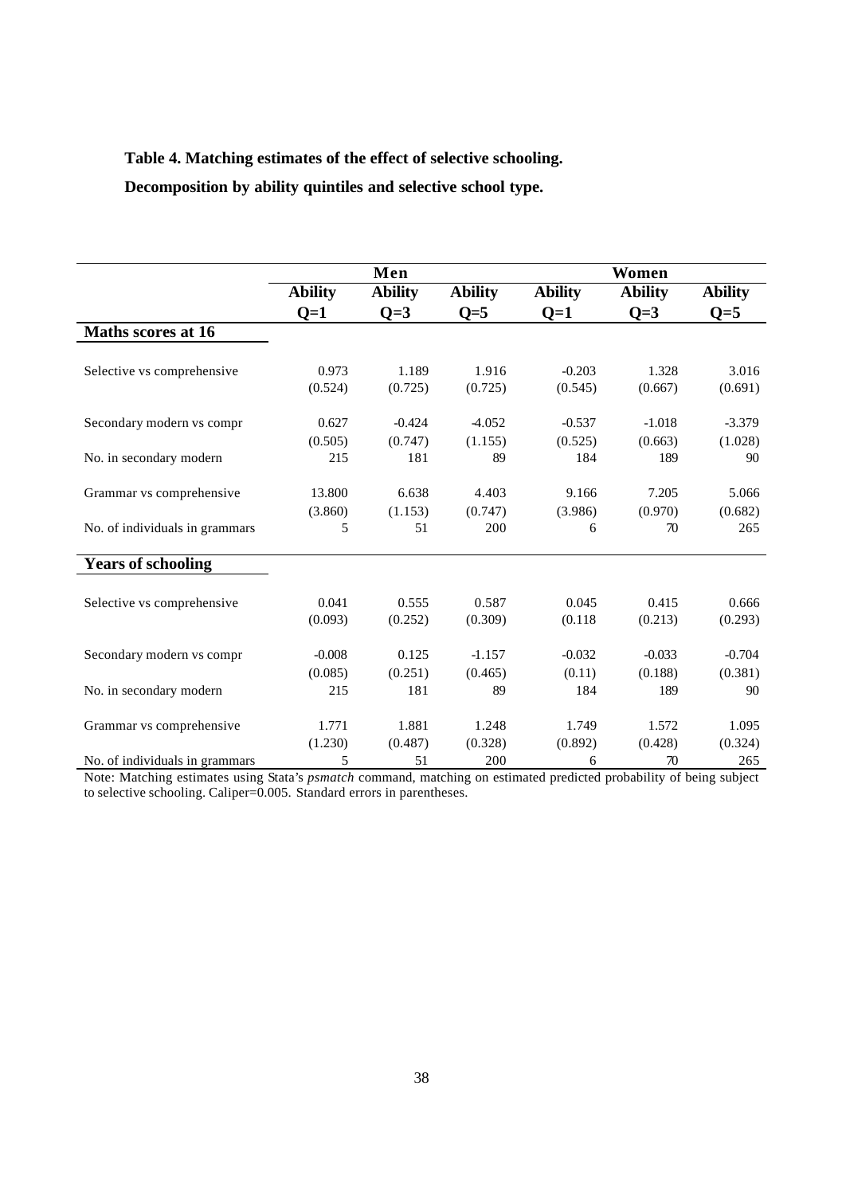**Table 4. Matching estimates of the effect of selective schooling.**

**Decomposition by ability quintiles and selective school type.**

| | Men | | | Women | | |
|---|---|---|---|---|---|---|
| | **Ability Q=1** | **Ability Q=3** | **Ability Q=5** | **Ability Q=1** | **Ability Q=3** | **Ability Q=5** |
| **Maths scores at 16** | | | | | | |
| Selective vs comprehensive | 0.973 | 1.189 | 1.916 | -0.203 | 1.328 | 3.016 |
| | (0.524) | (0.725) | (0.725) | (0.545) | (0.667) | (0.691) |
| Secondary modern vs compr | 0.627 | -0.424 | -4.052 | -0.537 | -1.018 | -3.379 |
| | (0.505) | (0.747) | (1.155) | (0.525) | (0.663) | (1.028) |
| No. in secondary modern | 215 | 181 | 89 | 184 | 189 | 90 |
| Grammar vs comprehensive | 13.800 | 6.638 | 4.403 | 9.166 | 7.205 | 5.066 |
| | (3.860) | (1.153) | (0.747) | (3.986) | (0.970) | (0.682) |
| No. of individuals in grammars | 5 | 51 | 200 | 6 | 70 | 265 |
| **Years of schooling** | | | | | | |
| Selective vs comprehensive | 0.041 | 0.555 | 0.587 | 0.045 | 0.415 | 0.666 |
| | (0.093) | (0.252) | (0.309) | (0.118 | (0.213) | (0.293) |
| Secondary modern vs compr | -0.008 | 0.125 | -1.157 | -0.032 | -0.033 | -0.704 |
| | (0.085) | (0.251) | (0.465) | (0.11) | (0.188) | (0.381) |
| No. in secondary modern | 215 | 181 | 89 | 184 | 189 | 90 |
| Grammar vs comprehensive | 1.771 | 1.881 | 1.248 | 1.749 | 1.572 | 1.095 |
| | (1.230) | (0.487) | (0.328) | (0.892) | (0.428) | (0.324) |
| No. of individuals in grammars | 5 | 51 | 200 | 6 | 70 | 265 |

Note: Matching estimates using Stata's *psmatch* command, matching on estimated predicted probability of being subject to selective schooling. Caliper=0.005. Standard errors in parentheses.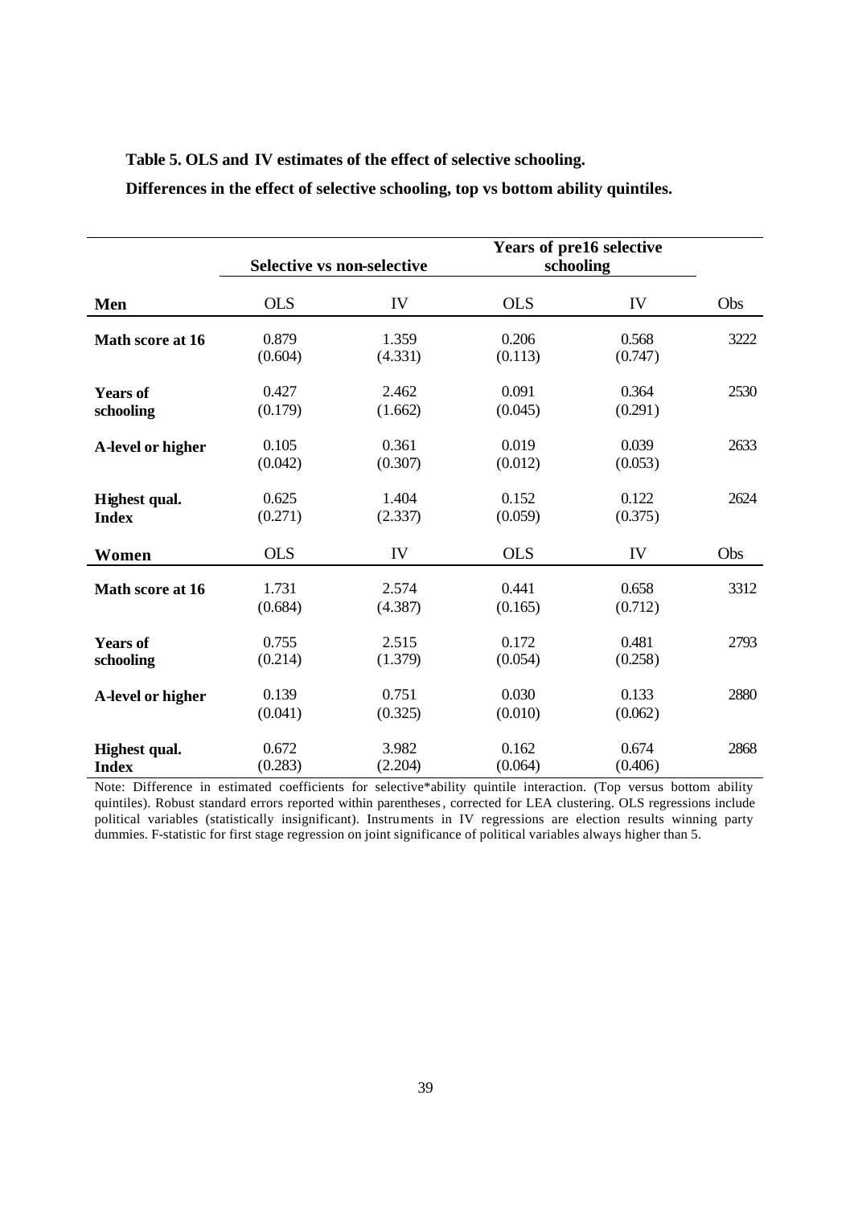**Table 5. OLS and IV estimates of the effect of selective schooling.**

**Differences in the effect of selective schooling, top vs bottom ability quintiles.**

| | **Selective vs non-selective** | | **Years of pre16 selective schooling** | | |
|---|---|---|---|---|---|
| **Men** | OLS | IV | OLS | IV | Obs |
| **Math score at 16** | 0.879<br>(0.604) | 1.359<br>(4.331) | 0.206<br>(0.113) | 0.568<br>(0.747) | 3222 |
| **Years of schooling** | 0.427<br>(0.179) | 2.462<br>(1.662) | 0.091<br>(0.045) | 0.364<br>(0.291) | 2530 |
| **A-level or higher** | 0.105<br>(0.042) | 0.361<br>(0.307) | 0.019<br>(0.012) | 0.039<br>(0.053) | 2633 |
| **Highest qual. Index** | 0.625<br>(0.271) | 1.404<br>(2.337) | 0.152<br>(0.059) | 0.122<br>(0.375) | 2624 |
| **Women** | OLS | IV | OLS | IV | Obs |
| **Math score at 16** | 1.731<br>(0.684) | 2.574<br>(4.387) | 0.441<br>(0.165) | 0.658<br>(0.712) | 3312 |
| **Years of schooling** | 0.755<br>(0.214) | 2.515<br>(1.379) | 0.172<br>(0.054) | 0.481<br>(0.258) | 2793 |
| **A-level or higher** | 0.139<br>(0.041) | 0.751<br>(0.325) | 0.030<br>(0.010) | 0.133<br>(0.062) | 2880 |
| **Highest qual. Index** | 0.672<br>(0.283) | 3.982<br>(2.204) | 0.162<br>(0.064) | 0.674<br>(0.406) | 2868 |

Note: Difference in estimated coefficients for selective*ability quintile interaction. (Top versus bottom ability quintiles). Robust standard errors reported within parentheses, corrected for LEA clustering. OLS regressions include political variables (statistically insignificant). Instruments in IV regressions are election results winning party dummies. F-statistic for first stage regression on joint significance of political variables always higher than 5.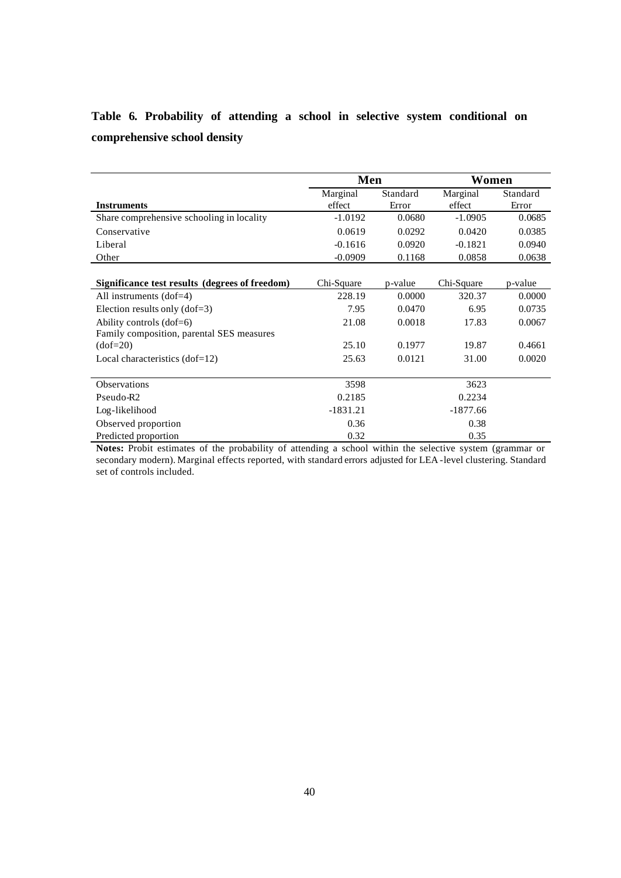**Table 6. Probability of attending a school in selective system conditional on comprehensive school density**

| | Men | | Women | |
|---|---|---|---|---|
| **Instruments** | Marginal effect | Standard Error | Marginal effect | Standard Error |
| Share comprehensive schooling in locality | -1.0192 | 0.0680 | -1.0905 | 0.0685 |
| Conservative | 0.0619 | 0.0292 | 0.0420 | 0.0385 |
| Liberal | -0.1616 | 0.0920 | -0.1821 | 0.0940 |
| Other | -0.0909 | 0.1168 | 0.0858 | 0.0638 |
| **Significance test results (degrees of freedom)** | Chi-Square | p-value | Chi-Square | p-value |
| All instruments (dof=4) | 228.19 | 0.0000 | 320.37 | 0.0000 |
| Election results only (dof=3) | 7.95 | 0.0470 | 6.95 | 0.0735 |
| Ability controls (dof=6) | 21.08 | 0.0018 | 17.83 | 0.0067 |
| Family composition, parental SES measures (dof=20) | 25.10 | 0.1977 | 19.87 | 0.4661 |
| Local characteristics (dof=12) | 25.63 | 0.0121 | 31.00 | 0.0020 |
| Observations | 3598 | | 3623 | |
| Pseudo-R2 | 0.2185 | | 0.2234 | |
| Log-likelihood | -1831.21 | | -1877.66 | |
| Observed proportion | 0.36 | | 0.38 | |
| Predicted proportion | 0.32 | | 0.35 | |

**Notes:** Probit estimates of the probability of attending a school within the selective system (grammar or secondary modern). Marginal effects reported, with standard errors adjusted for LEA-level clustering. Standard set of controls included.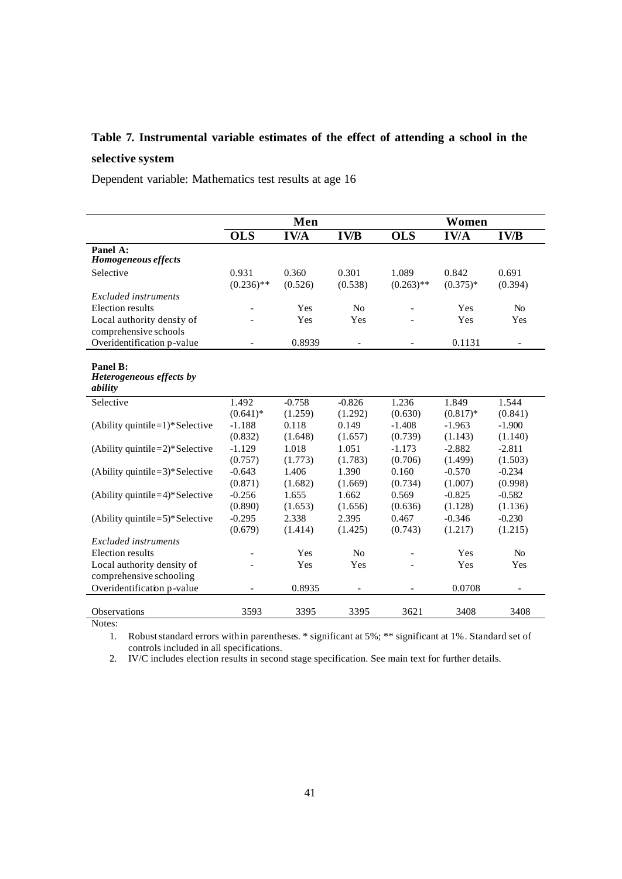**Table 7. Instrumental variable estimates of the effect of attending a school in the selective system**

Dependent variable: Mathematics test results at age 16

| | Men | | | Women | | |
|---|---|---|---|---|---|---|
| | **OLS** | **IV/A** | **IV/B** | **OLS** | **IV/A** | **IV/B** |
| **Panel A:** *Homogeneous effects* | | | | | | |
| Selective | 0.931 | 0.360 | 0.301 | 1.089 | 0.842 | 0.691 |
| | (0.236)** | (0.526) | (0.538) | (0.263)** | (0.375)* | (0.394) |
| *Excluded instruments* | | | | | | |
| Election results | - | Yes | No | - | Yes | No |
| Local authority density of comprehensive schools | - | Yes | Yes | - | Yes | Yes |
| Overidentification p-value | - | 0.8939 | - | - | 0.1131 | - |
| **Panel B:** *Heterogeneous effects by ability* | | | | | | |
| Selective | 1.492 | -0.758 | -0.826 | 1.236 | 1.849 | 1.544 |
| | (0.641)* | (1.259) | (1.292) | (0.630) | (0.817)* | (0.841) |
| (Ability quintile=1)*Selective | -1.188 | 0.118 | 0.149 | -1.408 | -1.963 | -1.900 |
| | (0.832) | (1.648) | (1.657) | (0.739) | (1.143) | (1.140) |
| (Ability quintile=2)*Selective | -1.129 | 1.018 | 1.051 | -1.173 | -2.882 | -2.811 |
| | (0.757) | (1.773) | (1.783) | (0.706) | (1.499) | (1.503) |
| (Ability quintile=3)*Selective | -0.643 | 1.406 | 1.390 | 0.160 | -0.570 | -0.234 |
| | (0.871) | (1.682) | (1.669) | (0.734) | (1.007) | (0.998) |
| (Ability quintile=4)*Selective | -0.256 | 1.655 | 1.662 | 0.569 | -0.825 | -0.582 |
| | (0.890) | (1.653) | (1.656) | (0.636) | (1.128) | (1.136) |
| (Ability quintile=5)*Selective | -0.295 | 2.338 | 2.395 | 0.467 | -0.346 | -0.230 |
| | (0.679) | (1.414) | (1.425) | (0.743) | (1.217) | (1.215) |
| *Excluded instruments* | | | | | | |
| Election results | - | Yes | No | - | Yes | No |
| Local authority density of comprehensive schooling | - | Yes | Yes | - | Yes | Yes |
| Overidentification p-value | - | 0.8935 | - | - | 0.0708 | - |
| Observations | 3593 | 3395 | 3395 | 3621 | 3408 | 3408 |

Notes:

1. Robust standard errors within parentheses. * significant at 5%; ** significant at 1%. Standard set of controls included in all specifications.
2. IV/C includes election results in second stage specification. See main text for further details.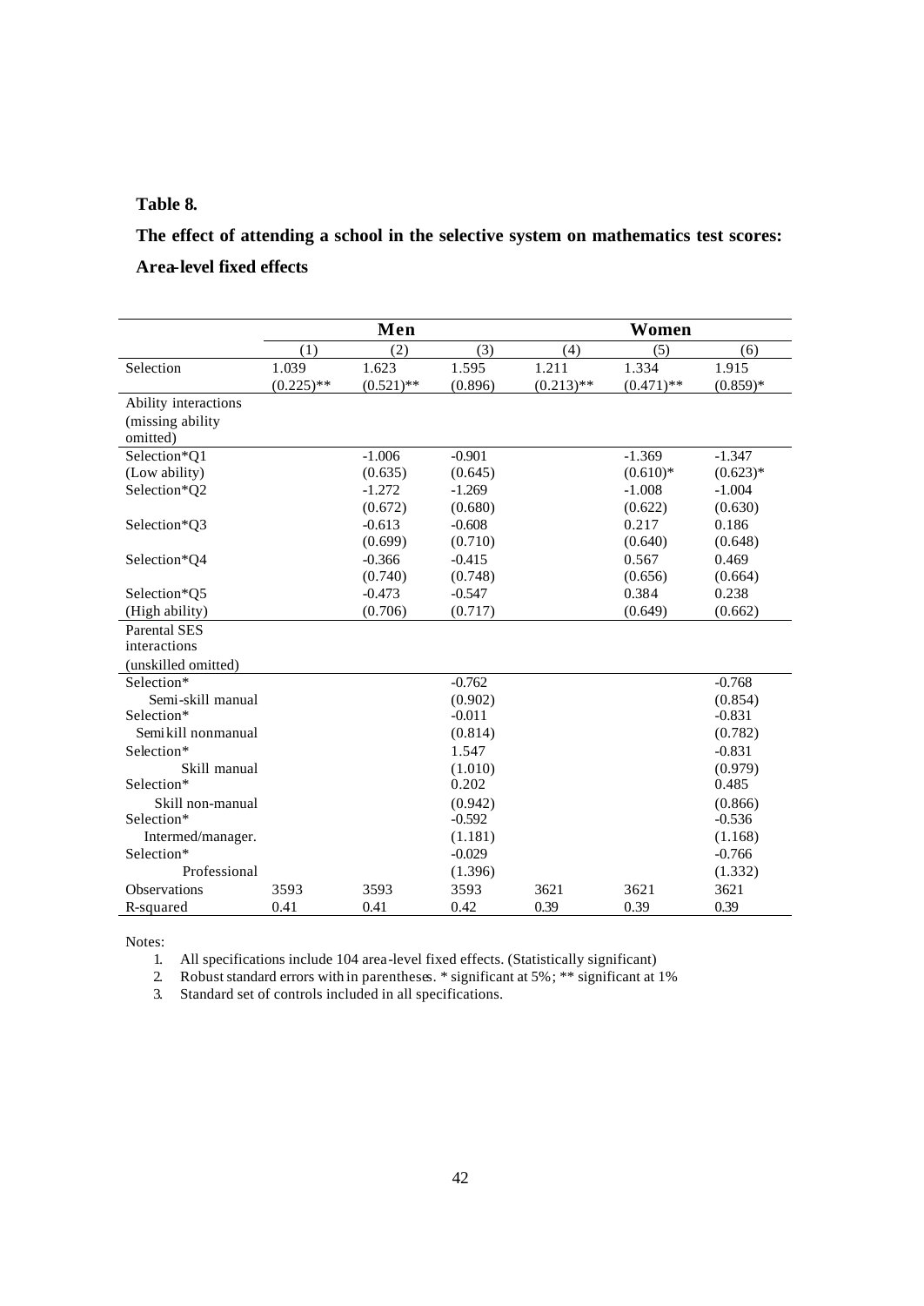**Table 8.**

**The effect of attending a school in the selective system on mathematics test scores: Area-level fixed effects**

| | Men | | | Women | | |
|---|---|---|---|---|---|---|
| | (1) | (2) | (3) | (4) | (5) | (6) |
| Selection | 1.039 | 1.623 | 1.595 | 1.211 | 1.334 | 1.915 |
| | (0.225)** | (0.521)** | (0.896) | (0.213)** | (0.471)** | (0.859)* |
| Ability interactions (missing ability omitted) | | | | | | |
| Selection*Q1 | | -1.006 | -0.901 | | -1.369 | -1.347 |
| (Low ability) | | (0.635) | (0.645) | | (0.610)* | (0.623)* |
| Selection*Q2 | | -1.272 | -1.269 | | -1.008 | -1.004 |
| | | (0.672) | (0.680) | | (0.622) | (0.630) |
| Selection*Q3 | | -0.613 | -0.608 | | 0.217 | 0.186 |
| | | (0.699) | (0.710) | | (0.640) | (0.648) |
| Selection*Q4 | | -0.366 | -0.415 | | 0.567 | 0.469 |
| | | (0.740) | (0.748) | | (0.656) | (0.664) |
| Selection*Q5 | | -0.473 | -0.547 | | 0.384 | 0.238 |
| (High ability) | | (0.706) | (0.717) | | (0.649) | (0.662) |
| Parental SES interactions (unskilled omitted) | | | | | | |
| Selection* Semi-skill manual | | | -0.762 | | | -0.768 |
| | | | (0.902) | | | (0.854) |
| Selection* Semikill nonmanual | | | -0.011 | | | -0.831 |
| | | | (0.814) | | | (0.782) |
| Selection* Skill manual | | | 1.547 | | | -0.831 |
| | | | (1.010) | | | (0.979) |
| Selection* Skill non-manual | | | 0.202 | | | 0.485 |
| | | | (0.942) | | | (0.866) |
| Selection* Intermed/manager. | | | -0.592 | | | -0.536 |
| | | | (1.181) | | | (1.168) |
| Selection* Professional | | | -0.029 | | | -0.766 |
| | | | (1.396) | | | (1.332) |
| Observations | 3593 | 3593 | 3593 | 3621 | 3621 | 3621 |
| R-squared | 0.41 | 0.41 | 0.42 | 0.39 | 0.39 | 0.39 |

Notes:

1. All specifications include 104 area-level fixed effects. (Statistically significant)
2. Robust standard errors within parentheses. * significant at 5%; ** significant at 1%
3. Standard set of controls included in all specifications.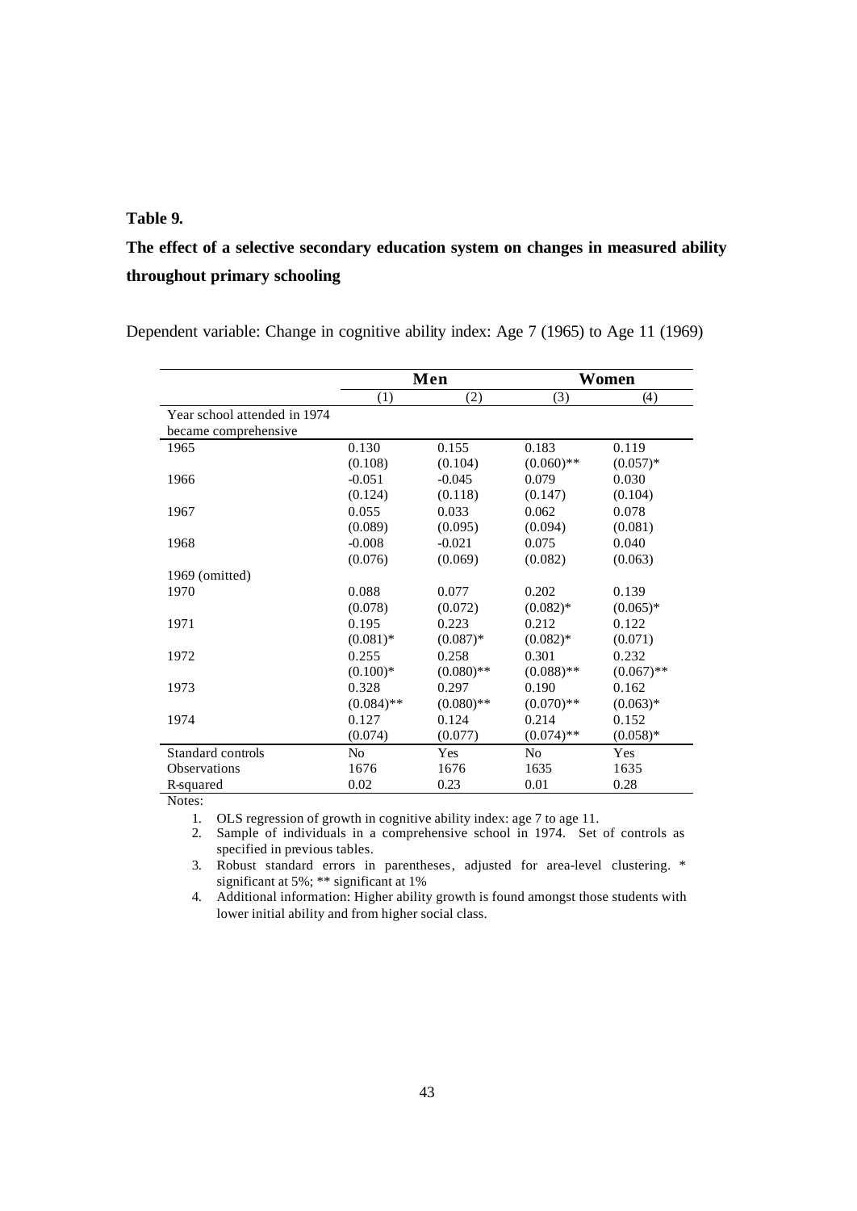**Table 9.**

**The effect of a selective secondary education system on changes in measured ability throughout primary schooling**

Dependent variable: Change in cognitive ability index: Age 7 (1965) to Age 11 (1969)

| | **Men** | | **Women** | |
|---|---|---|---|---|
| | (1) | (2) | (3) | (4) |
| Year school attended in 1974 became comprehensive | | | | |
| 1965 | 0.130 | 0.155 | 0.183 | 0.119 |
| | (0.108) | (0.104) | (0.060)** | (0.057)* |
| 1966 | -0.051 | -0.045 | 0.079 | 0.030 |
| | (0.124) | (0.118) | (0.147) | (0.104) |
| 1967 | 0.055 | 0.033 | 0.062 | 0.078 |
| | (0.089) | (0.095) | (0.094) | (0.081) |
| 1968 | -0.008 | -0.021 | 0.075 | 0.040 |
| | (0.076) | (0.069) | (0.082) | (0.063) |
| 1969 (omitted) | | | | |
| 1970 | 0.088 | 0.077 | 0.202 | 0.139 |
| | (0.078) | (0.072) | (0.082)* | (0.065)* |
| 1971 | 0.195 | 0.223 | 0.212 | 0.122 |
| | (0.081)* | (0.087)* | (0.082)* | (0.071) |
| 1972 | 0.255 | 0.258 | 0.301 | 0.232 |
| | (0.100)* | (0.080)** | (0.088)** | (0.067)** |
| 1973 | 0.328 | 0.297 | 0.190 | 0.162 |
| | (0.084)** | (0.080)** | (0.070)** | (0.063)* |
| 1974 | 0.127 | 0.124 | 0.214 | 0.152 |
| | (0.074) | (0.077) | (0.074)** | (0.058)* |
| Standard controls | No | Yes | No | Yes |
| Observations | 1676 | 1676 | 1635 | 1635 |
| R-squared | 0.02 | 0.23 | 0.01 | 0.28 |

Notes:

1. OLS regression of growth in cognitive ability index: age 7 to age 11.
2. Sample of individuals in a comprehensive school in 1974. Set of controls as specified in previous tables.
3. Robust standard errors in parentheses, adjusted for area-level clustering. * significant at 5%; ** significant at 1%
4. Additional information: Higher ability growth is found amongst those students with lower initial ability and from higher social class.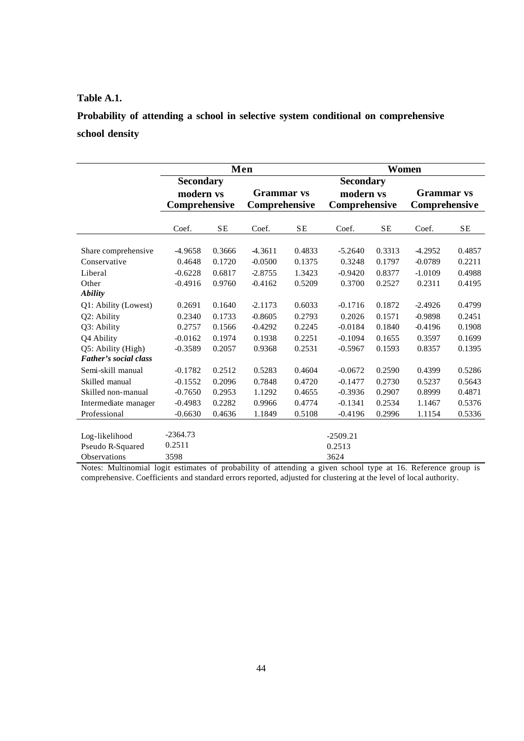**Table A.1.**

**Probability of attending a school in selective system conditional on comprehensive school density**

| | Men | | | | Women | | | |
|---|---|---|---|---|---|---|---|---|
| | Secondary modern vs Comprehensive | | Grammar vs Comprehensive | | Secondary modern vs Comprehensive | | Grammar vs Comprehensive | |
| | Coef. | SE | Coef. | SE | Coef. | SE | Coef. | SE |
| Share comprehensive | -4.9658 | 0.3666 | -4.3611 | 0.4833 | -5.2640 | 0.3313 | -4.2952 | 0.4857 |
| Conservative | 0.4648 | 0.1720 | -0.0500 | 0.1375 | 0.3248 | 0.1797 | -0.0789 | 0.2211 |
| Liberal | -0.6228 | 0.6817 | -2.8755 | 1.3423 | -0.9420 | 0.8377 | -1.0109 | 0.4988 |
| Other | -0.4916 | 0.9760 | -0.4162 | 0.5209 | 0.3700 | 0.2527 | 0.2311 | 0.4195 |
| ***Ability*** | | | | | | | | |
| Q1: Ability (Lowest) | 0.2691 | 0.1640 | -2.1173 | 0.6033 | -0.1716 | 0.1872 | -2.4926 | 0.4799 |
| Q2: Ability | 0.2340 | 0.1733 | -0.8605 | 0.2793 | 0.2026 | 0.1571 | -0.9898 | 0.2451 |
| Q3: Ability | 0.2757 | 0.1566 | -0.4292 | 0.2245 | -0.0184 | 0.1840 | -0.4196 | 0.1908 |
| Q4 Ability | -0.0162 | 0.1974 | 0.1938 | 0.2251 | -0.1094 | 0.1655 | 0.3597 | 0.1699 |
| Q5: Ability (High) | -0.3589 | 0.2057 | 0.9368 | 0.2531 | -0.5967 | 0.1593 | 0.8357 | 0.1395 |
| ***Father's social class*** | | | | | | | | |
| Semi-skill manual | -0.1782 | 0.2512 | 0.5283 | 0.4604 | -0.0672 | 0.2590 | 0.4399 | 0.5286 |
| Skilled manual | -0.1552 | 0.2096 | 0.7848 | 0.4720 | -0.1477 | 0.2730 | 0.5237 | 0.5643 |
| Skilled non-manual | -0.7650 | 0.2953 | 1.1292 | 0.4655 | -0.3936 | 0.2907 | 0.8999 | 0.4871 |
| Intermediate manager | -0.4983 | 0.2282 | 0.9966 | 0.4774 | -0.1341 | 0.2534 | 1.1467 | 0.5376 |
| Professional | -0.6630 | 0.4636 | 1.1849 | 0.5108 | -0.4196 | 0.2996 | 1.1154 | 0.5336 |
| Log-likelihood | -2364.73 | | | | -2509.21 | | | |
| Pseudo R-Squared | 0.2511 | | | | 0.2513 | | | |
| Observations | 3598 | | | | 3624 | | | |

Notes: Multinomial logit estimates of probability of attending a given school type at 16. Reference group is comprehensive. Coefficients and standard errors reported, adjusted for clustering at the level of local authority.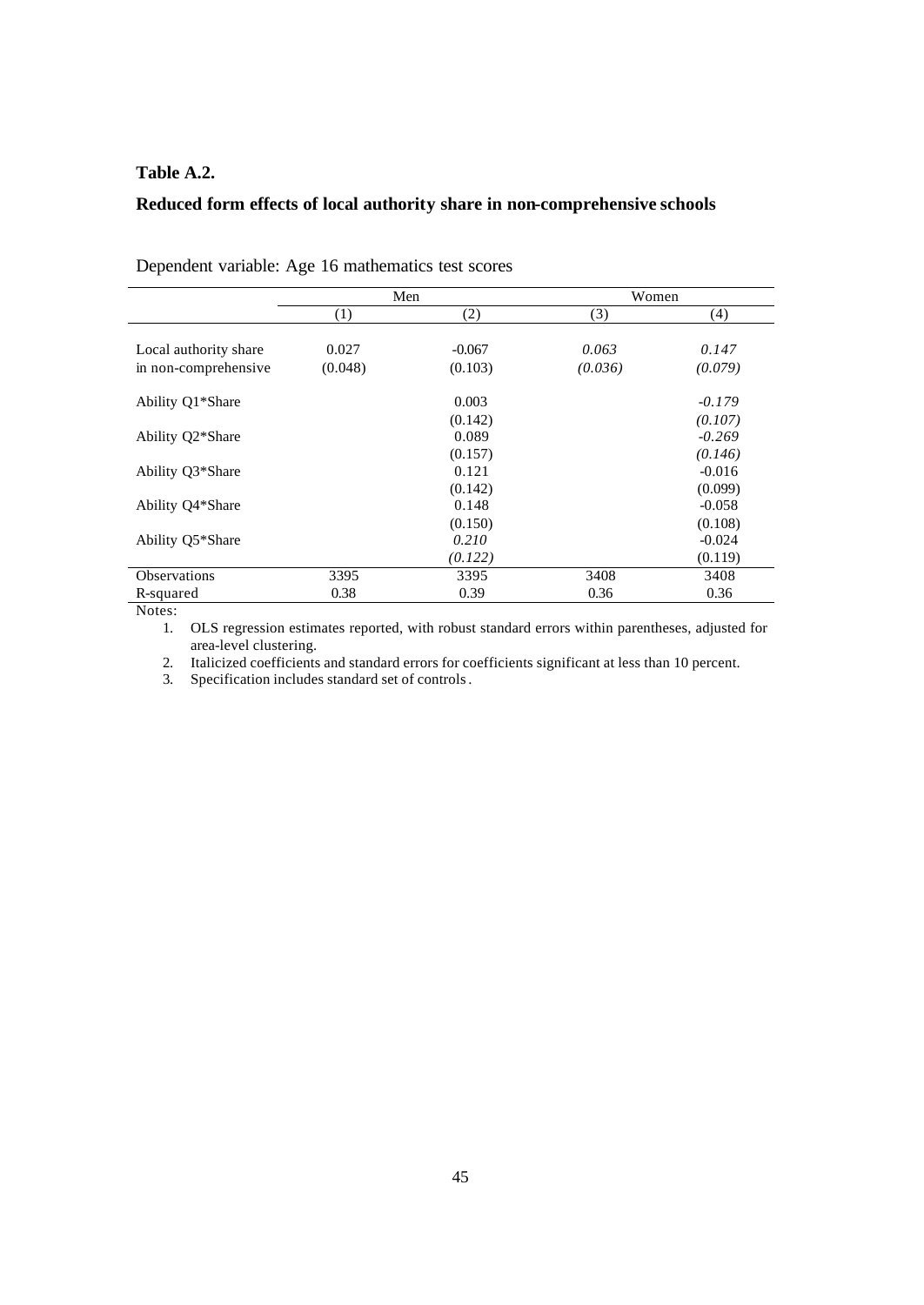**Table A.2.**

**Reduced form effects of local authority share in non-comprehensive schools**

Dependent variable: Age 16 mathematics test scores

| | Men | | Women | |
|---|---|---|---|---|
| | (1) | (2) | (3) | (4) |
| Local authority share in non-comprehensive | 0.027<br>(0.048) | -0.067<br>(0.103) | *0.063*<br>*(0.036)* | *0.147*<br>*(0.079)* |
| Ability Q1*Share | | 0.003<br>(0.142) | | *-0.179*<br>*(0.107)* |
| Ability Q2*Share | | 0.089<br>(0.157) | | *-0.269*<br>*(0.146)* |
| Ability Q3*Share | | 0.121<br>(0.142) | | -0.016<br>(0.099) |
| Ability Q4*Share | | 0.148<br>(0.150) | | -0.058<br>(0.108) |
| Ability Q5*Share | | *0.210*<br>*(0.122)* | | -0.024<br>(0.119) |
| Observations | 3395 | 3395 | 3408 | 3408 |
| R-squared | 0.38 | 0.39 | 0.36 | 0.36 |

Notes:

1. OLS regression estimates reported, with robust standard errors within parentheses, adjusted for area-level clustering.
2. Italicized coefficients and standard errors for coefficients significant at less than 10 percent.
3. Specification includes standard set of controls.